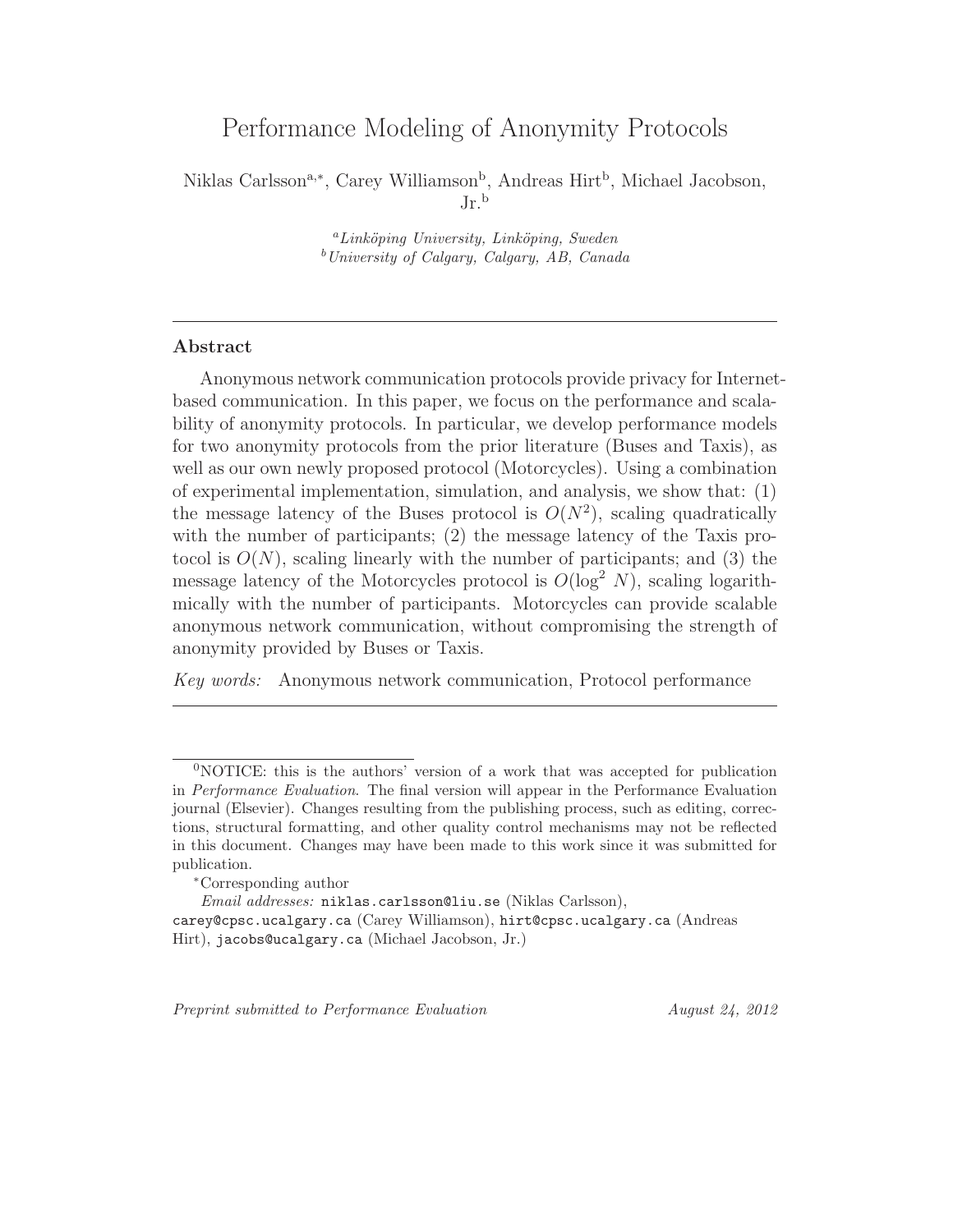# Performance Modeling of Anonymity Protocols

Niklas Carlsson[a,*], Carey Williamson[b], Andreas Hirt[b], Michael Jacobson, Jr.[b]

[a] *Linköping University, Linköping, Sweden*
[b] *University of Calgary, Calgary, AB, Canada*

---

## Abstract

Anonymous network communication protocols provide privacy for Internet-based communication. In this paper, we focus on the performance and scalability of anonymity protocols. In particular, we develop performance models for two anonymity protocols from the prior literature (Buses and Taxis), as well as our own newly proposed protocol (Motorcycles). Using a combination of experimental implementation, simulation, and analysis, we show that: (1) the message latency of the Buses protocol is $O(N^2)$, scaling quadratically with the number of participants; (2) the message latency of the Taxis protocol is $O(N)$, scaling linearly with the number of participants; and (3) the message latency of the Motorcycles protocol is $O(\log^2 N)$, scaling logarithmically with the number of participants. Motorcycles can provide scalable anonymous network communication, without compromising the strength of anonymity provided by Buses or Taxis.

*Key words:* Anonymous network communication, Protocol performance

---

[0]NOTICE: this is the authors' version of a work that was accepted for publication in *Performance Evaluation*. The final version will appear in the Performance Evaluation journal (Elsevier). Changes resulting from the publishing process, such as editing, corrections, structural formatting, and other quality control mechanisms may not be reflected in this document. Changes may have been made to this work since it was submitted for publication.

[*]Corresponding author

*Email addresses:* niklas.carlsson@liu.se (Niklas Carlsson), carey@cpsc.ucalgary.ca (Carey Williamson), hirt@cpsc.ucalgary.ca (Andreas Hirt), jacobs@ucalgary.ca (Michael Jacobson, Jr.)

*Preprint submitted to Performance Evaluation* *August 24, 2012*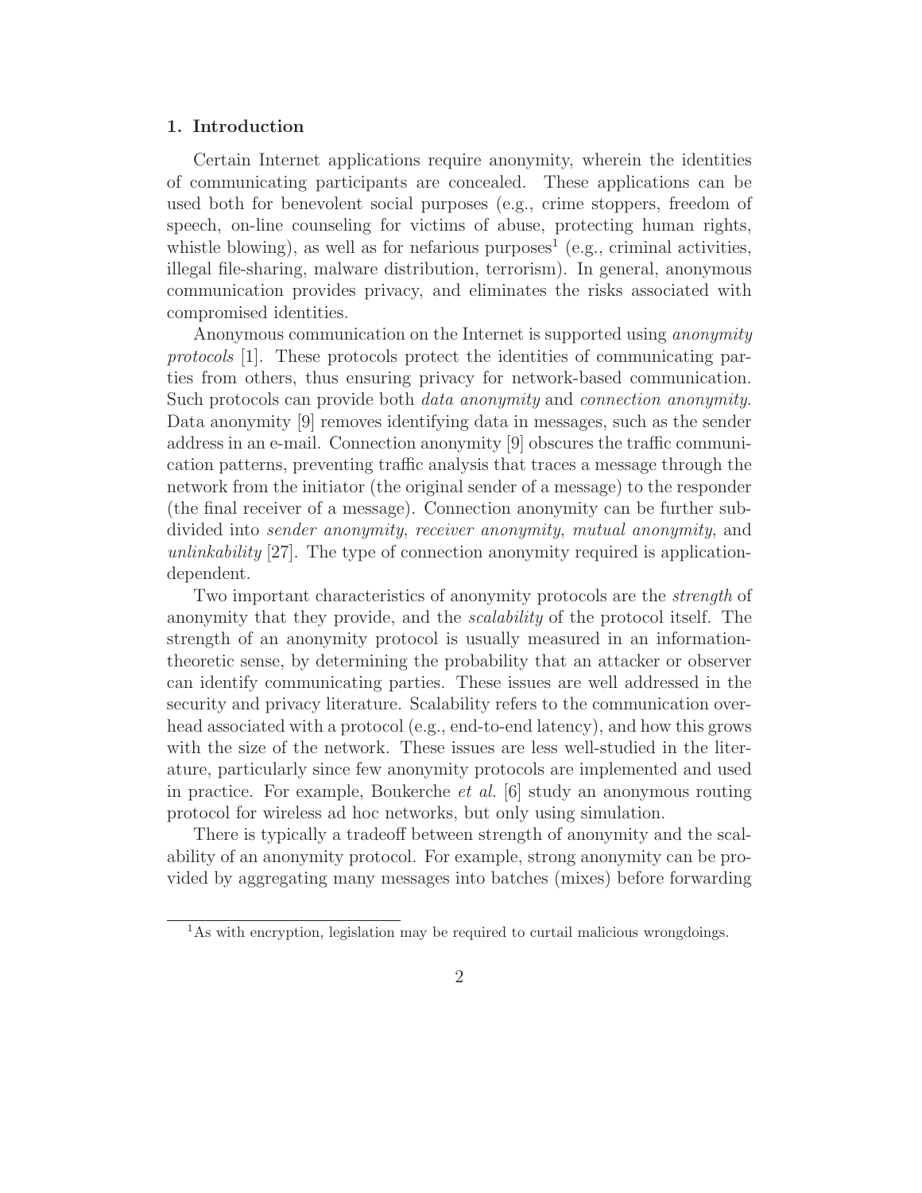## 1. Introduction

Certain Internet applications require anonymity, wherein the identities of communicating participants are concealed. These applications can be used both for benevolent social purposes (e.g., crime stoppers, freedom of speech, on-line counseling for victims of abuse, protecting human rights, whistle blowing), as well as for nefarious purposes[1] (e.g., criminal activities, illegal file-sharing, malware distribution, terrorism). In general, anonymous communication provides privacy, and eliminates the risks associated with compromised identities.

Anonymous communication on the Internet is supported using *anonymity protocols* [1]. These protocols protect the identities of communicating parties from others, thus ensuring privacy for network-based communication. Such protocols can provide both *data anonymity* and *connection anonymity*. Data anonymity [9] removes identifying data in messages, such as the sender address in an e-mail. Connection anonymity [9] obscures the traffic communication patterns, preventing traffic analysis that traces a message through the network from the initiator (the original sender of a message) to the responder (the final receiver of a message). Connection anonymity can be further subdivided into *sender anonymity*, *receiver anonymity*, *mutual anonymity*, and *unlinkability* [27]. The type of connection anonymity required is application-dependent.

Two important characteristics of anonymity protocols are the *strength* of anonymity that they provide, and the *scalability* of the protocol itself. The strength of an anonymity protocol is usually measured in an information-theoretic sense, by determining the probability that an attacker or observer can identify communicating parties. These issues are well addressed in the security and privacy literature. Scalability refers to the communication overhead associated with a protocol (e.g., end-to-end latency), and how this grows with the size of the network. These issues are less well-studied in the literature, particularly since few anonymity protocols are implemented and used in practice. For example, Boukerche *et al.* [6] study an anonymous routing protocol for wireless ad hoc networks, but only using simulation.

There is typically a tradeoff between strength of anonymity and the scalability of an anonymity protocol. For example, strong anonymity can be provided by aggregating many messages into batches (mixes) before forwarding

[1] As with encryption, legislation may be required to curtail malicious wrongdoings.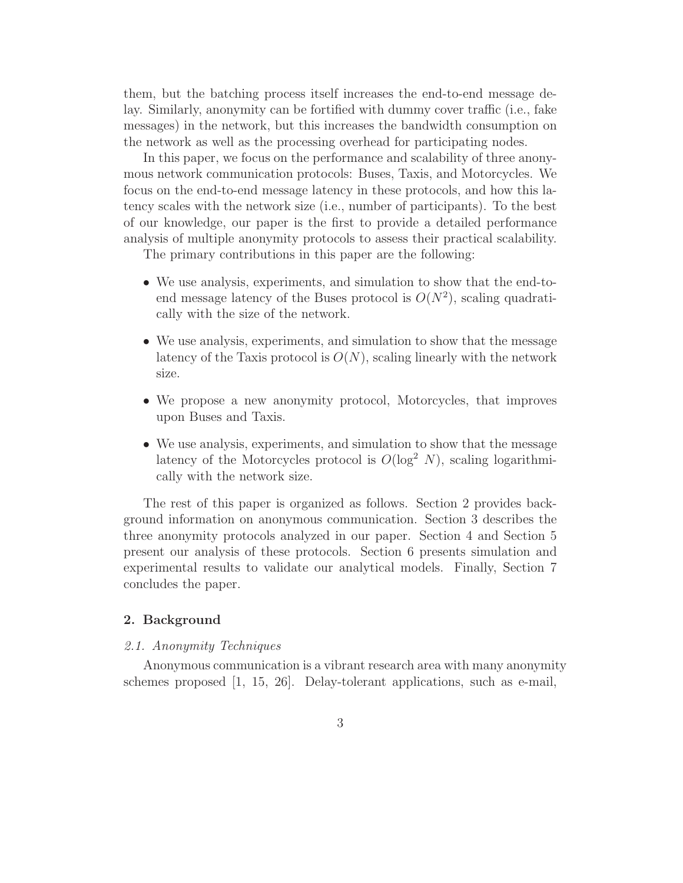them, but the batching process itself increases the end-to-end message delay. Similarly, anonymity can be fortified with dummy cover traffic (i.e., fake messages) in the network, but this increases the bandwidth consumption on the network as well as the processing overhead for participating nodes.

In this paper, we focus on the performance and scalability of three anonymous network communication protocols: Buses, Taxis, and Motorcycles. We focus on the end-to-end message latency in these protocols, and how this latency scales with the network size (i.e., number of participants). To the best of our knowledge, our paper is the first to provide a detailed performance analysis of multiple anonymity protocols to assess their practical scalability.

The primary contributions in this paper are the following:

- We use analysis, experiments, and simulation to show that the end-to-end message latency of the Buses protocol is $O(N^2)$, scaling quadratically with the size of the network.
- We use analysis, experiments, and simulation to show that the message latency of the Taxis protocol is $O(N)$, scaling linearly with the network size.
- We propose a new anonymity protocol, Motorcycles, that improves upon Buses and Taxis.
- We use analysis, experiments, and simulation to show that the message latency of the Motorcycles protocol is $O(\log^2 N)$, scaling logarithmically with the network size.

The rest of this paper is organized as follows. Section 2 provides background information on anonymous communication. Section 3 describes the three anonymity protocols analyzed in our paper. Section 4 and Section 5 present our analysis of these protocols. Section 6 presents simulation and experimental results to validate our analytical models. Finally, Section 7 concludes the paper.

## 2. Background

### *2.1. Anonymity Techniques*

Anonymous communication is a vibrant research area with many anonymity schemes proposed [1, 15, 26]. Delay-tolerant applications, such as e-mail,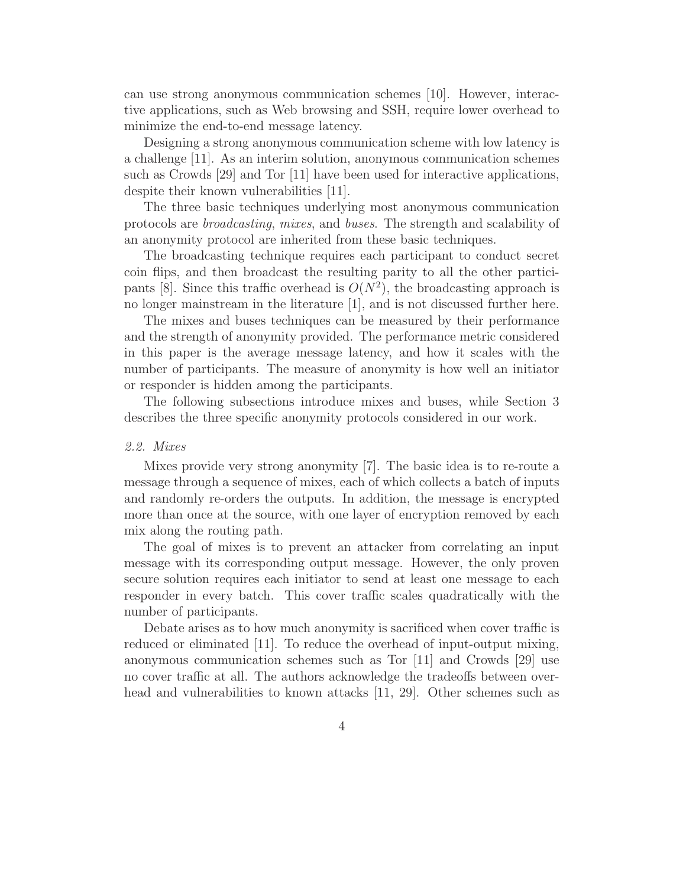can use strong anonymous communication schemes [10]. However, interactive applications, such as Web browsing and SSH, require lower overhead to minimize the end-to-end message latency.

Designing a strong anonymous communication scheme with low latency is a challenge [11]. As an interim solution, anonymous communication schemes such as Crowds [29] and Tor [11] have been used for interactive applications, despite their known vulnerabilities [11].

The three basic techniques underlying most anonymous communication protocols are *broadcasting*, *mixes*, and *buses*. The strength and scalability of an anonymity protocol are inherited from these basic techniques.

The broadcasting technique requires each participant to conduct secret coin flips, and then broadcast the resulting parity to all the other participants [8]. Since this traffic overhead is $O(N^2)$, the broadcasting approach is no longer mainstream in the literature [1], and is not discussed further here.

The mixes and buses techniques can be measured by their performance and the strength of anonymity provided. The performance metric considered in this paper is the average message latency, and how it scales with the number of participants. The measure of anonymity is how well an initiator or responder is hidden among the participants.

The following subsections introduce mixes and buses, while Section 3 describes the three specific anonymity protocols considered in our work.

### *2.2. Mixes*

Mixes provide very strong anonymity [7]. The basic idea is to re-route a message through a sequence of mixes, each of which collects a batch of inputs and randomly re-orders the outputs. In addition, the message is encrypted more than once at the source, with one layer of encryption removed by each mix along the routing path.

The goal of mixes is to prevent an attacker from correlating an input message with its corresponding output message. However, the only proven secure solution requires each initiator to send at least one message to each responder in every batch. This cover traffic scales quadratically with the number of participants.

Debate arises as to how much anonymity is sacrificed when cover traffic is reduced or eliminated [11]. To reduce the overhead of input-output mixing, anonymous communication schemes such as Tor [11] and Crowds [29] use no cover traffic at all. The authors acknowledge the tradeoffs between overhead and vulnerabilities to known attacks [11, 29]. Other schemes such as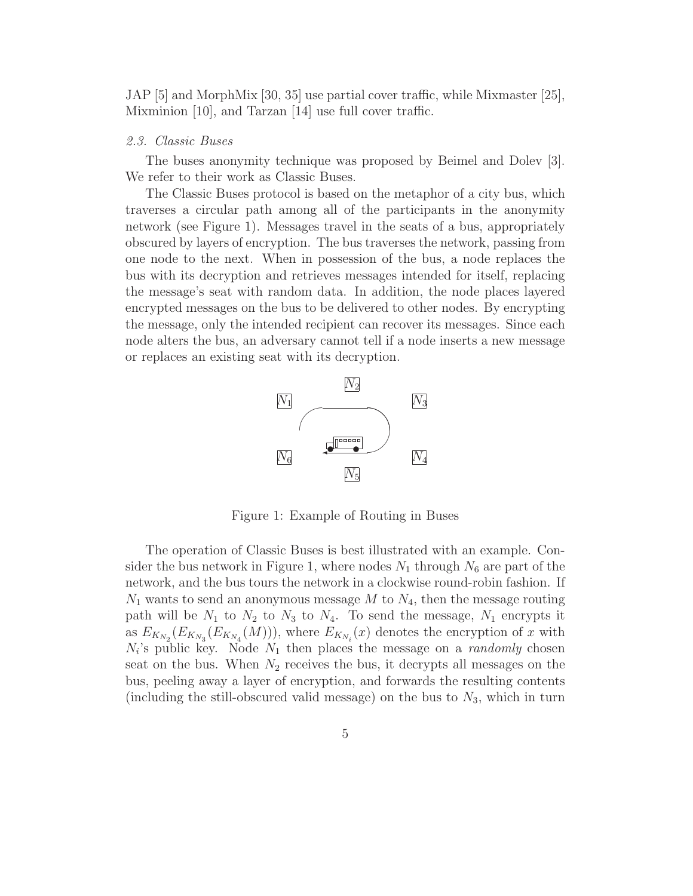JAP [5] and MorphMix [30, 35] use partial cover traffic, while Mixmaster [25], Mixminion [10], and Tarzan [14] use full cover traffic.

### *2.3. Classic Buses*

The buses anonymity technique was proposed by Beimel and Dolev [3]. We refer to their work as Classic Buses.

The Classic Buses protocol is based on the metaphor of a city bus, which traverses a circular path among all of the participants in the anonymity network (see Figure 1). Messages travel in the seats of a bus, appropriately obscured by layers of encryption. The bus traverses the network, passing from one node to the next. When in possession of the bus, a node replaces the bus with its decryption and retrieves messages intended for itself, replacing the message's seat with random data. In addition, the node places layered encrypted messages on the bus to be delivered to other nodes. By encrypting the message, only the intended recipient can recover its messages. Since each node alters the bus, an adversary cannot tell if a node inserts a new message or replaces an existing seat with its decryption.

Figure 1: Example of Routing in Buses

The operation of Classic Buses is best illustrated with an example. Consider the bus network in Figure 1, where nodes $N_1$ through $N_6$ are part of the network, and the bus tours the network in a clockwise round-robin fashion. If $N_1$ wants to send an anonymous message $M$ to $N_4$, then the message routing path will be $N_1$ to $N_2$ to $N_3$ to $N_4$. To send the message, $N_1$ encrypts it as $E_{K_{N_2}}(E_{K_{N_3}}(E_{K_{N_4}}(M)))$, where $E_{K_{N_i}}(x)$ denotes the encryption of $x$ with $N_i$'s public key. Node $N_1$ then places the message on a *randomly* chosen seat on the bus. When $N_2$ receives the bus, it decrypts all messages on the bus, peeling away a layer of encryption, and forwards the resulting contents (including the still-obscured valid message) on the bus to $N_3$, which in turn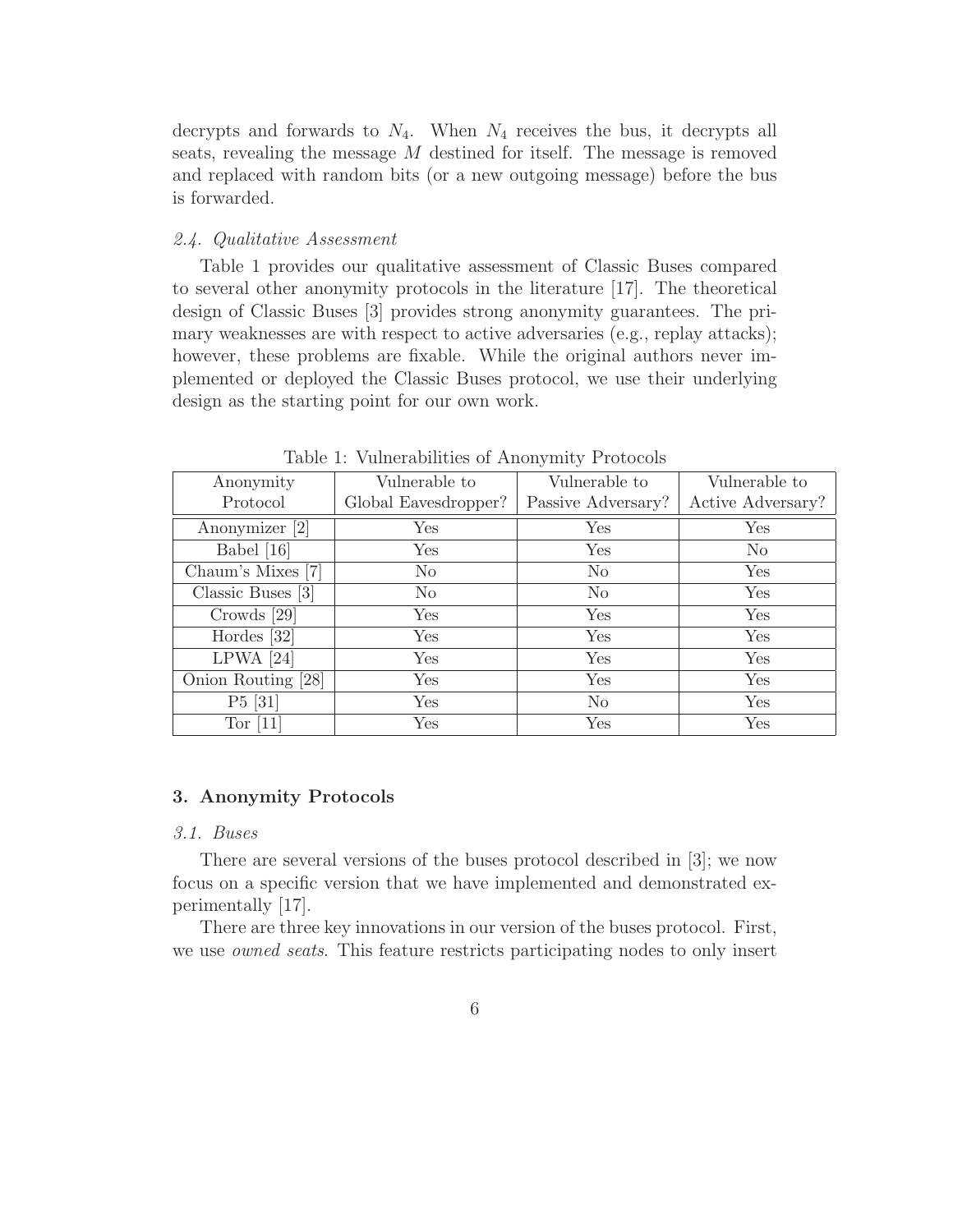decrypts and forwards to $N_4$. When $N_4$ receives the bus, it decrypts all seats, revealing the message $M$ destined for itself. The message is removed and replaced with random bits (or a new outgoing message) before the bus is forwarded.

### *2.4. Qualitative Assessment*

Table 1 provides our qualitative assessment of Classic Buses compared to several other anonymity protocols in the literature [17]. The theoretical design of Classic Buses [3] provides strong anonymity guarantees. The primary weaknesses are with respect to active adversaries (e.g., replay attacks); however, these problems are fixable. While the original authors never implemented or deployed the Classic Buses protocol, we use their underlying design as the starting point for our own work.

Table 1: Vulnerabilities of Anonymity Protocols

| Anonymity Protocol | Vulnerable to Global Eavesdropper? | Vulnerable to Passive Adversary? | Vulnerable to Active Adversary? |
|---|---|---|---|
| Anonymizer [2] | Yes | Yes | Yes |
| Babel [16] | Yes | Yes | No |
| Chaum's Mixes [7] | No | No | Yes |
| Classic Buses [3] | No | No | Yes |
| Crowds [29] | Yes | Yes | Yes |
| Hordes [32] | Yes | Yes | Yes |
| LPWA [24] | Yes | Yes | Yes |
| Onion Routing [28] | Yes | Yes | Yes |
| P5 [31] | Yes | No | Yes |
| Tor [11] | Yes | Yes | Yes |

## 3. Anonymity Protocols

### *3.1. Buses*

There are several versions of the buses protocol described in [3]; we now focus on a specific version that we have implemented and demonstrated experimentally [17].

There are three key innovations in our version of the buses protocol. First, we use *owned seats*. This feature restricts participating nodes to only insert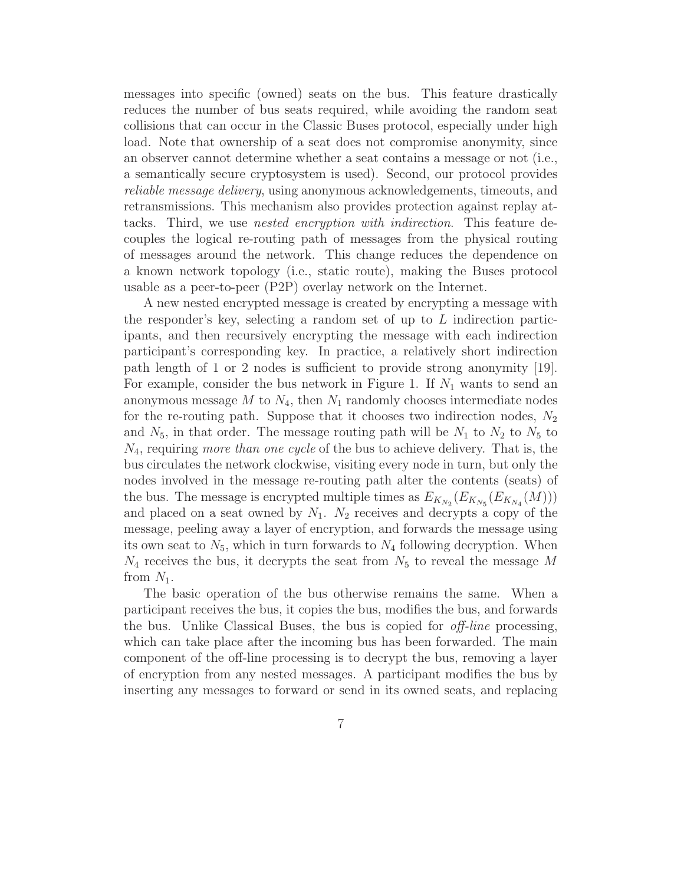messages into specific (owned) seats on the bus. This feature drastically reduces the number of bus seats required, while avoiding the random seat collisions that can occur in the Classic Buses protocol, especially under high load. Note that ownership of a seat does not compromise anonymity, since an observer cannot determine whether a seat contains a message or not (i.e., a semantically secure cryptosystem is used). Second, our protocol provides *reliable message delivery*, using anonymous acknowledgements, timeouts, and retransmissions. This mechanism also provides protection against replay attacks. Third, we use *nested encryption with indirection*. This feature decouples the logical re-routing path of messages from the physical routing of messages around the network. This change reduces the dependence on a known network topology (i.e., static route), making the Buses protocol usable as a peer-to-peer (P2P) overlay network on the Internet.

A new nested encrypted message is created by encrypting a message with the responder's key, selecting a random set of up to $L$ indirection participants, and then recursively encrypting the message with each indirection participant's corresponding key. In practice, a relatively short indirection path length of 1 or 2 nodes is sufficient to provide strong anonymity [19]. For example, consider the bus network in Figure 1. If $N_1$ wants to send an anonymous message $M$ to $N_4$, then $N_1$ randomly chooses intermediate nodes for the re-routing path. Suppose that it chooses two indirection nodes, $N_2$ and $N_5$, in that order. The message routing path will be $N_1$ to $N_2$ to $N_5$ to $N_4$, requiring *more than one cycle* of the bus to achieve delivery. That is, the bus circulates the network clockwise, visiting every node in turn, but only the nodes involved in the message re-routing path alter the contents (seats) of the bus. The message is encrypted multiple times as $E_{K_{N_2}}(E_{K_{N_5}}(E_{K_{N_4}}(M)))$ and placed on a seat owned by $N_1$. $N_2$ receives and decrypts a copy of the message, peeling away a layer of encryption, and forwards the message using its own seat to $N_5$, which in turn forwards to $N_4$ following decryption. When $N_4$ receives the bus, it decrypts the seat from $N_5$ to reveal the message $M$ from $N_1$.

The basic operation of the bus otherwise remains the same. When a participant receives the bus, it copies the bus, modifies the bus, and forwards the bus. Unlike Classical Buses, the bus is copied for *off-line* processing, which can take place after the incoming bus has been forwarded. The main component of the off-line processing is to decrypt the bus, removing a layer of encryption from any nested messages. A participant modifies the bus by inserting any messages to forward or send in its owned seats, and replacing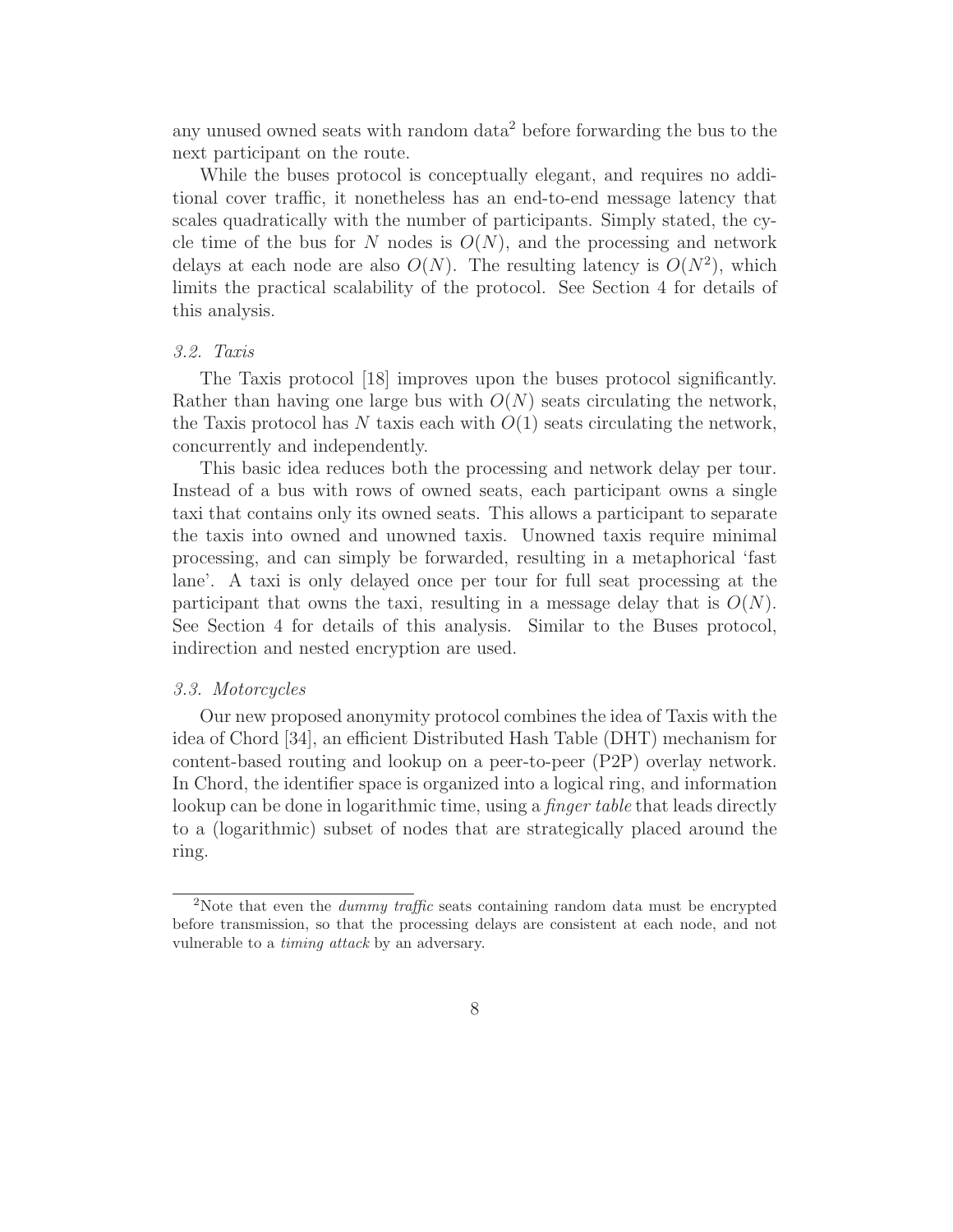any unused owned seats with random data[2] before forwarding the bus to the next participant on the route.

While the buses protocol is conceptually elegant, and requires no additional cover traffic, it nonetheless has an end-to-end message latency that scales quadratically with the number of participants. Simply stated, the cycle time of the bus for $N$ nodes is $O(N)$, and the processing and network delays at each node are also $O(N)$. The resulting latency is $O(N^2)$, which limits the practical scalability of the protocol. See Section 4 for details of this analysis.

### *3.2. Taxis*

The Taxis protocol [18] improves upon the buses protocol significantly. Rather than having one large bus with $O(N)$ seats circulating the network, the Taxis protocol has $N$ taxis each with $O(1)$ seats circulating the network, concurrently and independently.

This basic idea reduces both the processing and network delay per tour. Instead of a bus with rows of owned seats, each participant owns a single taxi that contains only its owned seats. This allows a participant to separate the taxis into owned and unowned taxis. Unowned taxis require minimal processing, and can simply be forwarded, resulting in a metaphorical 'fast lane'. A taxi is only delayed once per tour for full seat processing at the participant that owns the taxi, resulting in a message delay that is $O(N)$. See Section 4 for details of this analysis. Similar to the Buses protocol, indirection and nested encryption are used.

### *3.3. Motorcycles*

Our new proposed anonymity protocol combines the idea of Taxis with the idea of Chord [34], an efficient Distributed Hash Table (DHT) mechanism for content-based routing and lookup on a peer-to-peer (P2P) overlay network. In Chord, the identifier space is organized into a logical ring, and information lookup can be done in logarithmic time, using a *finger table* that leads directly to a (logarithmic) subset of nodes that are strategically placed around the ring.

[2]Note that even the *dummy traffic* seats containing random data must be encrypted before transmission, so that the processing delays are consistent at each node, and not vulnerable to a *timing attack* by an adversary.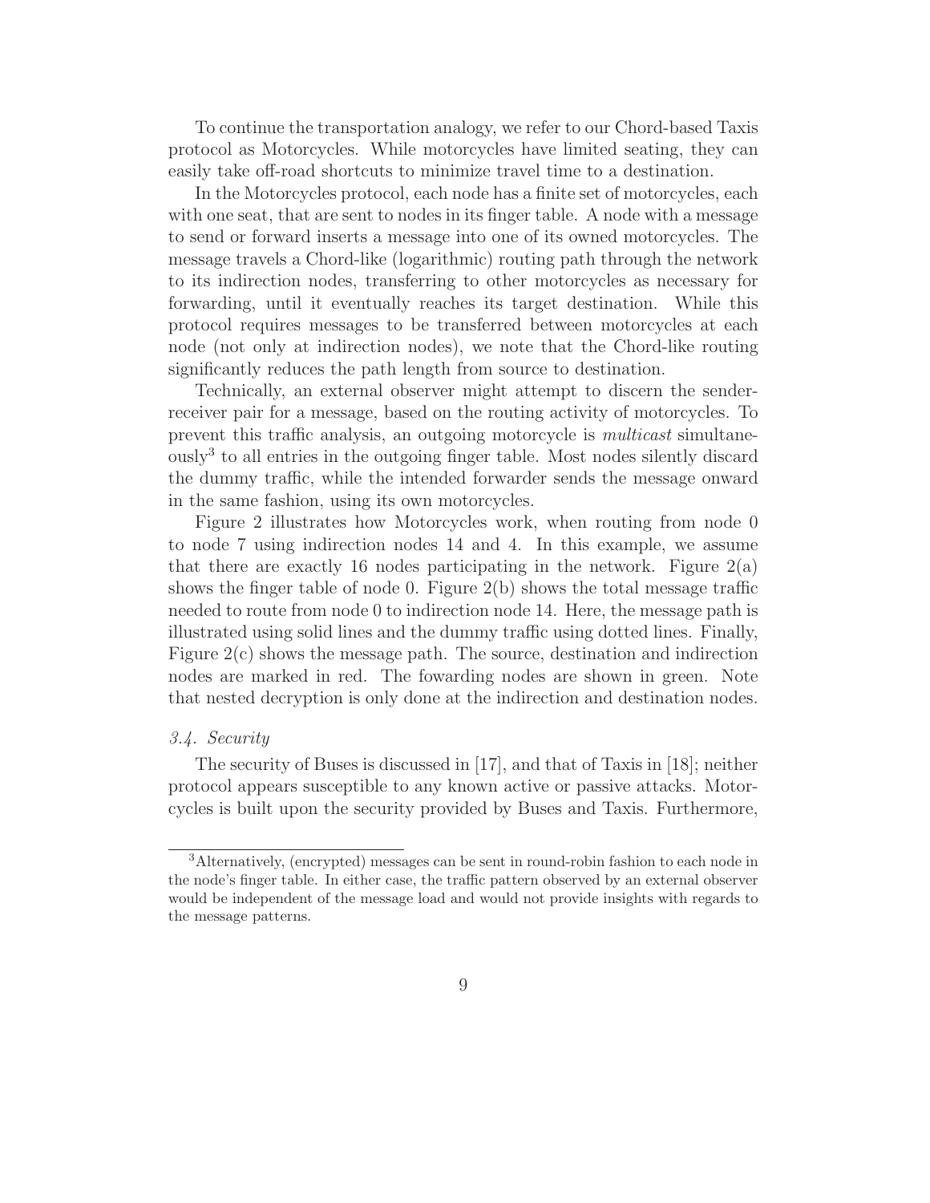To continue the transportation analogy, we refer to our Chord-based Taxis protocol as Motorcycles. While motorcycles have limited seating, they can easily take off-road shortcuts to minimize travel time to a destination.

In the Motorcycles protocol, each node has a finite set of motorcycles, each with one seat, that are sent to nodes in its finger table. A node with a message to send or forward inserts a message into one of its owned motorcycles. The message travels a Chord-like (logarithmic) routing path through the network to its indirection nodes, transferring to other motorcycles as necessary for forwarding, until it eventually reaches its target destination. While this protocol requires messages to be transferred between motorcycles at each node (not only at indirection nodes), we note that the Chord-like routing significantly reduces the path length from source to destination.

Technically, an external observer might attempt to discern the sender-receiver pair for a message, based on the routing activity of motorcycles. To prevent this traffic analysis, an outgoing motorcycle is *multicast* simultaneously[3] to all entries in the outgoing finger table. Most nodes silently discard the dummy traffic, while the intended forwarder sends the message onward in the same fashion, using its own motorcycles.

Figure 2 illustrates how Motorcycles work, when routing from node 0 to node 7 using indirection nodes 14 and 4. In this example, we assume that there are exactly 16 nodes participating in the network. Figure 2(a) shows the finger table of node 0. Figure 2(b) shows the total message traffic needed to route from node 0 to indirection node 14. Here, the message path is illustrated using solid lines and the dummy traffic using dotted lines. Finally, Figure 2(c) shows the message path. The source, destination and indirection nodes are marked in red. The fowarding nodes are shown in green. Note that nested decryption is only done at the indirection and destination nodes.

### *3.4. Security*

The security of Buses is discussed in [17], and that of Taxis in [18]; neither protocol appears susceptible to any known active or passive attacks. Motorcycles is built upon the security provided by Buses and Taxis. Furthermore,

[3] Alternatively, (encrypted) messages can be sent in round-robin fashion to each node in the node's finger table. In either case, the traffic pattern observed by an external observer would be independent of the message load and would not provide insights with regards to the message patterns.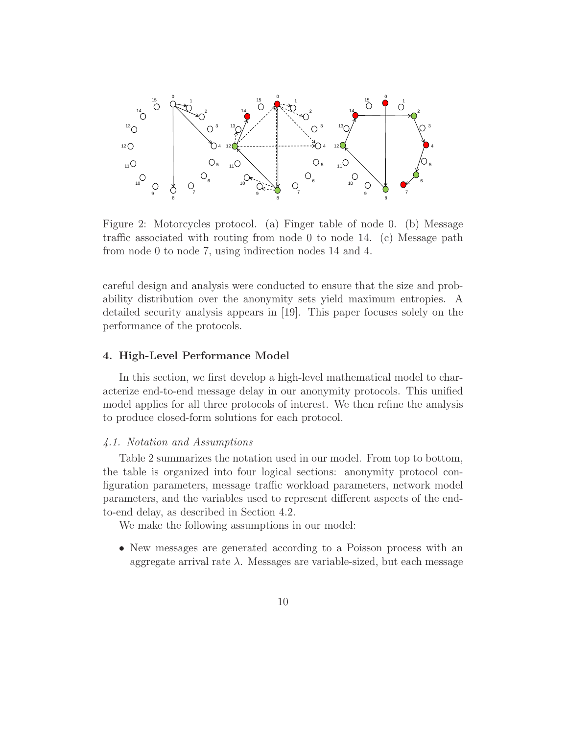Figure 2: Motorcycles protocol. (a) Finger table of node 0. (b) Message traffic associated with routing from node 0 to node 14. (c) Message path from node 0 to node 7, using indirection nodes 14 and 4.

careful design and analysis were conducted to ensure that the size and probability distribution over the anonymity sets yield maximum entropies. A detailed security analysis appears in [19]. This paper focuses solely on the performance of the protocols.

## 4. High-Level Performance Model

In this section, we first develop a high-level mathematical model to characterize end-to-end message delay in our anonymity protocols. This unified model applies for all three protocols of interest. We then refine the analysis to produce closed-form solutions for each protocol.

### *4.1. Notation and Assumptions*

Table 2 summarizes the notation used in our model. From top to bottom, the table is organized into four logical sections: anonymity protocol configuration parameters, message traffic workload parameters, network model parameters, and the variables used to represent different aspects of the end-to-end delay, as described in Section 4.2.

We make the following assumptions in our model:

- New messages are generated according to a Poisson process with an aggregate arrival rate $\lambda$. Messages are variable-sized, but each message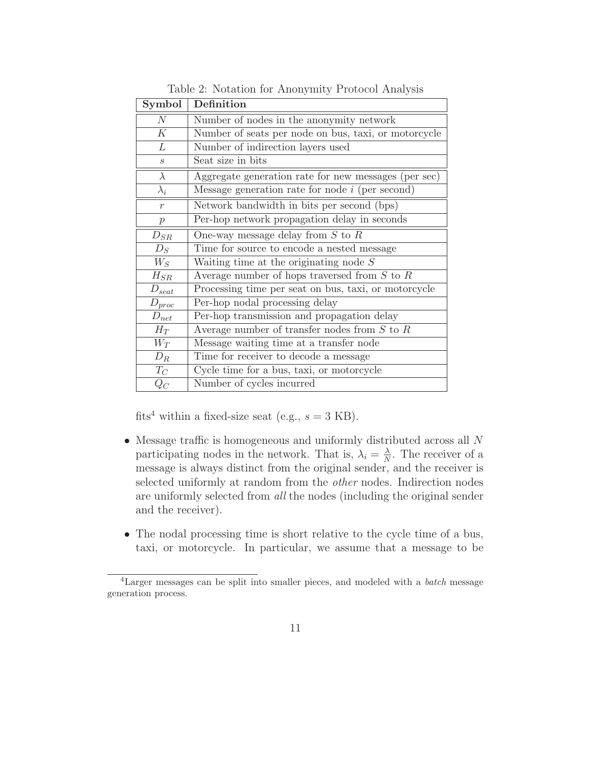Table 2: Notation for Anonymity Protocol Analysis

| Symbol | Definition |
|---|---|
| $N$ | Number of nodes in the anonymity network |
| $K$ | Number of seats per node on bus, taxi, or motorcycle |
| $L$ | Number of indirection layers used |
| $s$ | Seat size in bits |
| $\lambda$ | Aggregate generation rate for new messages (per sec) |
| $\lambda_i$ | Message generation rate for node $i$ (per second) |
| $r$ | Network bandwidth in bits per second (bps) |
| $p$ | Per-hop network propagation delay in seconds |
| $D_{SR}$ | One-way message delay from $S$ to $R$ |
| $D_S$ | Time for source to encode a nested message |
| $W_S$ | Waiting time at the originating node $S$ |
| $H_{SR}$ | Average number of hops traversed from $S$ to $R$ |
| $D_{seat}$ | Processing time per seat on bus, taxi, or motorcycle |
| $D_{proc}$ | Per-hop nodal processing delay |
| $D_{net}$ | Per-hop transmission and propagation delay |
| $H_T$ | Average number of transfer nodes from $S$ to $R$ |
| $W_T$ | Message waiting time at a transfer node |
| $D_R$ | Time for receiver to decode a message |
| $T_C$ | Cycle time for a bus, taxi, or motorcycle |
| $Q_C$ | Number of cycles incurred |

fits[4] within a fixed-size seat (e.g., $s = 3$ KB).

- Message traffic is homogeneous and uniformly distributed across all $N$ participating nodes in the network. That is, $\lambda_i = \frac{\lambda}{N}$. The receiver of a message is always distinct from the original sender, and the receiver is selected uniformly at random from the *other* nodes. Indirection nodes are uniformly selected from *all* the nodes (including the original sender and the receiver).

- The nodal processing time is short relative to the cycle time of a bus, taxi, or motorcycle. In particular, we assume that a message to be

[4] Larger messages can be split into smaller pieces, and modeled with a *batch* message generation process.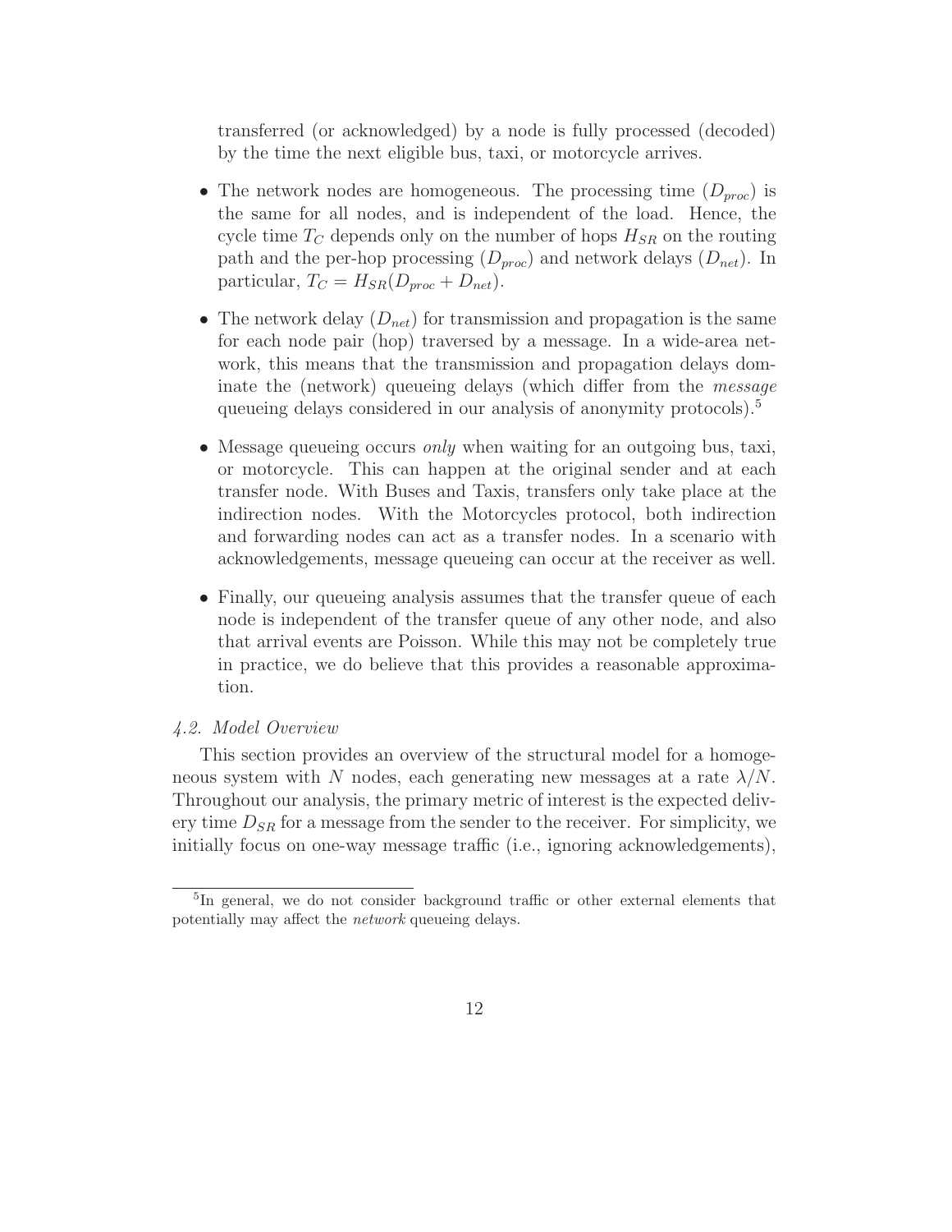transferred (or acknowledged) by a node is fully processed (decoded) by the time the next eligible bus, taxi, or motorcycle arrives.

- The network nodes are homogeneous. The processing time ($D_{proc}$) is the same for all nodes, and is independent of the load. Hence, the cycle time $T_C$ depends only on the number of hops $H_{SR}$ on the routing path and the per-hop processing ($D_{proc}$) and network delays ($D_{net}$). In particular, $T_C = H_{SR}(D_{proc} + D_{net})$.
- The network delay ($D_{net}$) for transmission and propagation is the same for each node pair (hop) traversed by a message. In a wide-area network, this means that the transmission and propagation delays dominate the (network) queueing delays (which differ from the *message* queueing delays considered in our analysis of anonymity protocols).[5]
- Message queueing occurs *only* when waiting for an outgoing bus, taxi, or motorcycle. This can happen at the original sender and at each transfer node. With Buses and Taxis, transfers only take place at the indirection nodes. With the Motorcycles protocol, both indirection and forwarding nodes can act as a transfer nodes. In a scenario with acknowledgements, message queueing can occur at the receiver as well.
- Finally, our queueing analysis assumes that the transfer queue of each node is independent of the transfer queue of any other node, and also that arrival events are Poisson. While this may not be completely true in practice, we do believe that this provides a reasonable approximation.

### *4.2. Model Overview*

This section provides an overview of the structural model for a homogeneous system with $N$ nodes, each generating new messages at a rate $\lambda/N$. Throughout our analysis, the primary metric of interest is the expected delivery time $D_{SR}$ for a message from the sender to the receiver. For simplicity, we initially focus on one-way message traffic (i.e., ignoring acknowledgements),

[5] In general, we do not consider background traffic or other external elements that potentially may affect the *network* queueing delays.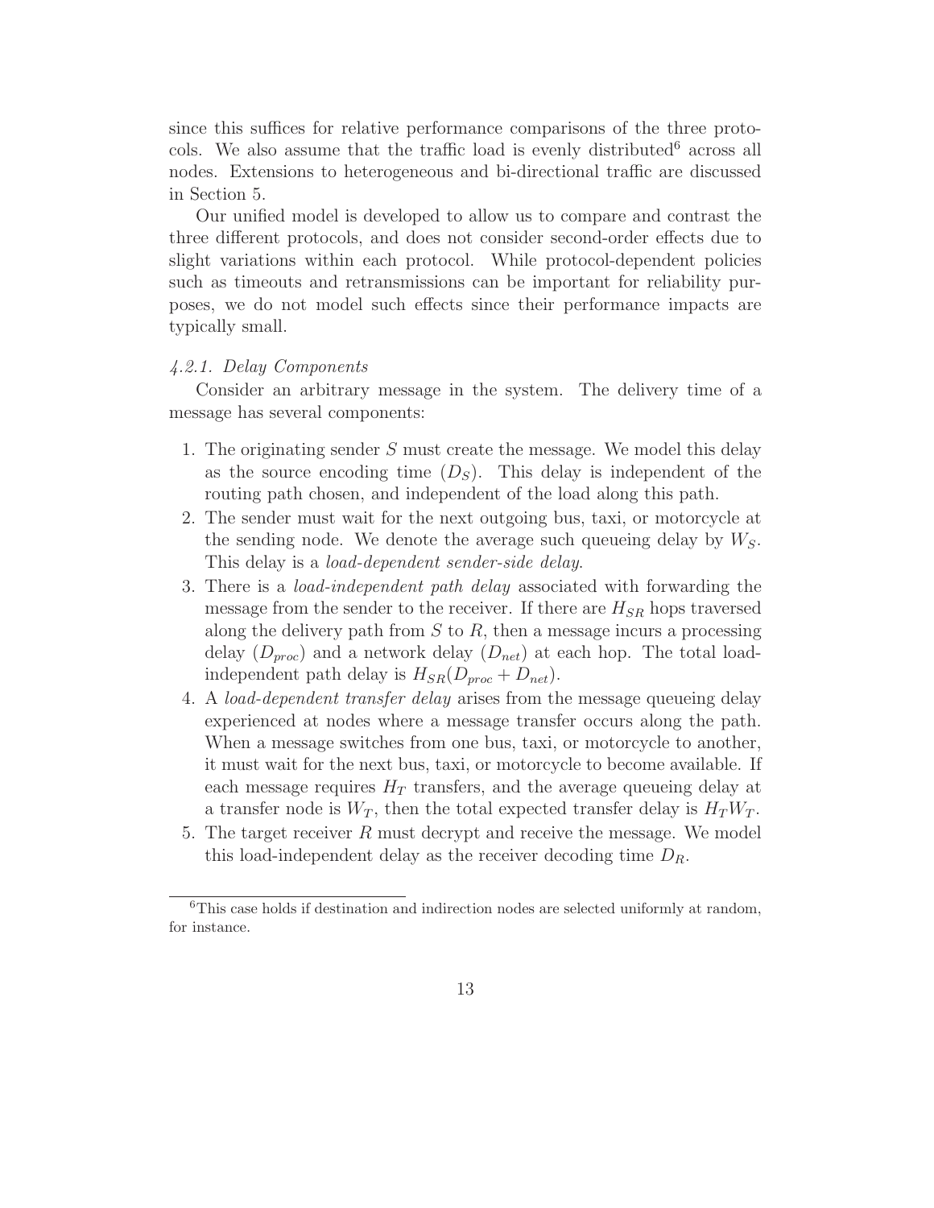since this suffices for relative performance comparisons of the three protocols. We also assume that the traffic load is evenly distributed[6] across all nodes. Extensions to heterogeneous and bi-directional traffic are discussed in Section 5.

Our unified model is developed to allow us to compare and contrast the three different protocols, and does not consider second-order effects due to slight variations within each protocol. While protocol-dependent policies such as timeouts and retransmissions can be important for reliability purposes, we do not model such effects since their performance impacts are typically small.

#### *4.2.1. Delay Components*

Consider an arbitrary message in the system. The delivery time of a message has several components:

1. The originating sender $S$ must create the message. We model this delay as the source encoding time ($D_S$). This delay is independent of the routing path chosen, and independent of the load along this path.
2. The sender must wait for the next outgoing bus, taxi, or motorcycle at the sending node. We denote the average such queueing delay by $W_S$. This delay is a *load-dependent sender-side delay*.
3. There is a *load-independent path delay* associated with forwarding the message from the sender to the receiver. If there are $H_{SR}$ hops traversed along the delivery path from $S$ to $R$, then a message incurs a processing delay ($D_{proc}$) and a network delay ($D_{net}$) at each hop. The total load-independent path delay is $H_{SR}(D_{proc} + D_{net})$.
4. A *load-dependent transfer delay* arises from the message queueing delay experienced at nodes where a message transfer occurs along the path. When a message switches from one bus, taxi, or motorcycle to another, it must wait for the next bus, taxi, or motorcycle to become available. If each message requires $H_T$ transfers, and the average queueing delay at a transfer node is $W_T$, then the total expected transfer delay is $H_T W_T$.
5. The target receiver $R$ must decrypt and receive the message. We model this load-independent delay as the receiver decoding time $D_R$.

[6] This case holds if destination and indirection nodes are selected uniformly at random, for instance.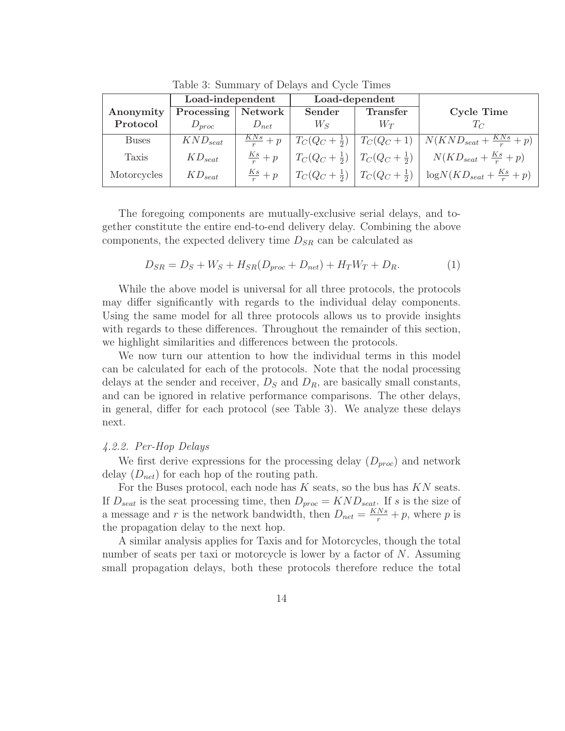Table 3: Summary of Delays and Cycle Times

| | Load-independent | | Load-dependent | | |
|---|---|---|---|---|---|
| **Anonymity Protocol** | **Processing** $D_{proc}$ | **Network** $D_{net}$ | **Sender** $W_S$ | **Transfer** $W_T$ | **Cycle Time** $T_C$ |
| Buses | $KND_{seat}$ | $\frac{KNs}{r} + p$ | $T_C(Q_C + \frac{1}{2})$ | $T_C(Q_C + 1)$ | $N(KND_{seat} + \frac{KNs}{r} + p)$ |
| Taxis | $KD_{seat}$ | $\frac{Ks}{r} + p$ | $T_C(Q_C + \frac{1}{2})$ | $T_C(Q_C + \frac{1}{2})$ | $N(KD_{seat} + \frac{Ks}{r} + p)$ |
| Motorcycles | $KD_{seat}$ | $\frac{Ks}{r} + p$ | $T_C(Q_C + \frac{1}{2})$ | $T_C(Q_C + \frac{1}{2})$ | $\log N(KD_{seat} + \frac{Ks}{r} + p)$ |

The foregoing components are mutually-exclusive serial delays, and together constitute the entire end-to-end delivery delay. Combining the above components, the expected delivery time $D_{SR}$ can be calculated as

$$D_{SR} = D_S + W_S + H_{SR}(D_{proc} + D_{net}) + H_T W_T + D_R. \qquad (1)$$

While the above model is universal for all three protocols, the protocols may differ significantly with regards to the individual delay components. Using the same model for all three protocols allows us to provide insights with regards to these differences. Throughout the remainder of this section, we highlight similarities and differences between the protocols.

We now turn our attention to how the individual terms in this model can be calculated for each of the protocols. Note that the nodal processing delays at the sender and receiver, $D_S$ and $D_R$, are basically small constants, and can be ignored in relative performance comparisons. The other delays, in general, differ for each protocol (see Table 3). We analyze these delays next.

### *4.2.2. Per-Hop Delays*

We first derive expressions for the processing delay ($D_{proc}$) and network delay ($D_{net}$) for each hop of the routing path.

For the Buses protocol, each node has $K$ seats, so the bus has $KN$ seats. If $D_{seat}$ is the seat processing time, then $D_{proc} = KND_{seat}$. If $s$ is the size of a message and $r$ is the network bandwidth, then $D_{net} = \frac{KNs}{r} + p$, where $p$ is the propagation delay to the next hop.

A similar analysis applies for Taxis and for Motorcycles, though the total number of seats per taxi or motorcycle is lower by a factor of $N$. Assuming small propagation delays, both these protocols therefore reduce the total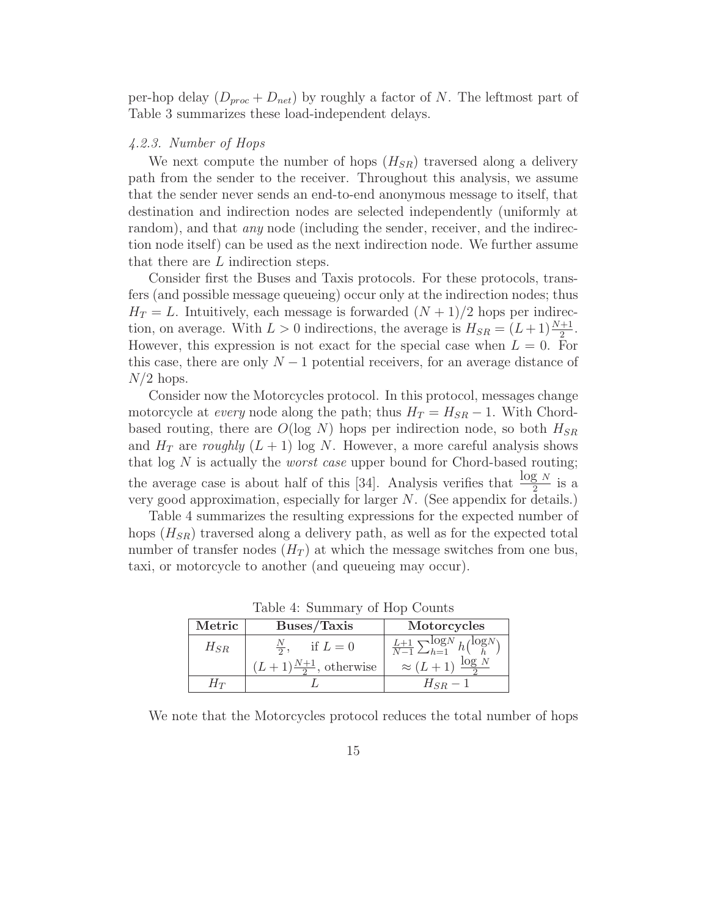per-hop delay ($D_{proc} + D_{net}$) by roughly a factor of $N$. The leftmost part of Table 3 summarizes these load-independent delays.

#### *4.2.3. Number of Hops*

We next compute the number of hops ($H_{SR}$) traversed along a delivery path from the sender to the receiver. Throughout this analysis, we assume that the sender never sends an end-to-end anonymous message to itself, that destination and indirection nodes are selected independently (uniformly at random), and that *any* node (including the sender, receiver, and the indirection node itself) can be used as the next indirection node. We further assume that there are $L$ indirection steps.

Consider first the Buses and Taxis protocols. For these protocols, transfers (and possible message queueing) occur only at the indirection nodes; thus $H_T = L$. Intuitively, each message is forwarded $(N+1)/2$ hops per indirection, on average. With $L > 0$ indirections, the average is $H_{SR} = (L+1)\frac{N+1}{2}$. However, this expression is not exact for the special case when $L = 0$. For this case, there are only $N - 1$ potential receivers, for an average distance of $N/2$ hops.

Consider now the Motorcycles protocol. In this protocol, messages change motorcycle at *every* node along the path; thus $H_T = H_{SR} - 1$. With Chord-based routing, there are $O(\log N)$ hops per indirection node, so both $H_{SR}$ and $H_T$ are *roughly* $(L+1)\log N$. However, a more careful analysis shows that $\log N$ is actually the *worst case* upper bound for Chord-based routing; the average case is about half of this [34]. Analysis verifies that $\frac{\log N}{2}$ is a very good approximation, especially for larger $N$. (See appendix for details.)

Table 4 summarizes the resulting expressions for the expected number of hops ($H_{SR}$) traversed along a delivery path, as well as for the expected total number of transfer nodes ($H_T$) at which the message switches from one bus, taxi, or motorcycle to another (and queueing may occur).

Table 4: Summary of Hop Counts

| **Metric** | **Buses/Taxis** | **Motorcycles** |
|---|---|---|
| $H_{SR}$ | $\frac{N}{2}$, if $L = 0$ | $\frac{L+1}{N-1}\sum_{h=1}^{\log N} h\binom{\log N}{h}$ |
| | $(L+1)\frac{N+1}{2}$, otherwise | $\approx (L+1)\ \frac{\log N}{2}$ |
| $H_T$ | $L$ | $H_{SR} - 1$ |

We note that the Motorcycles protocol reduces the total number of hops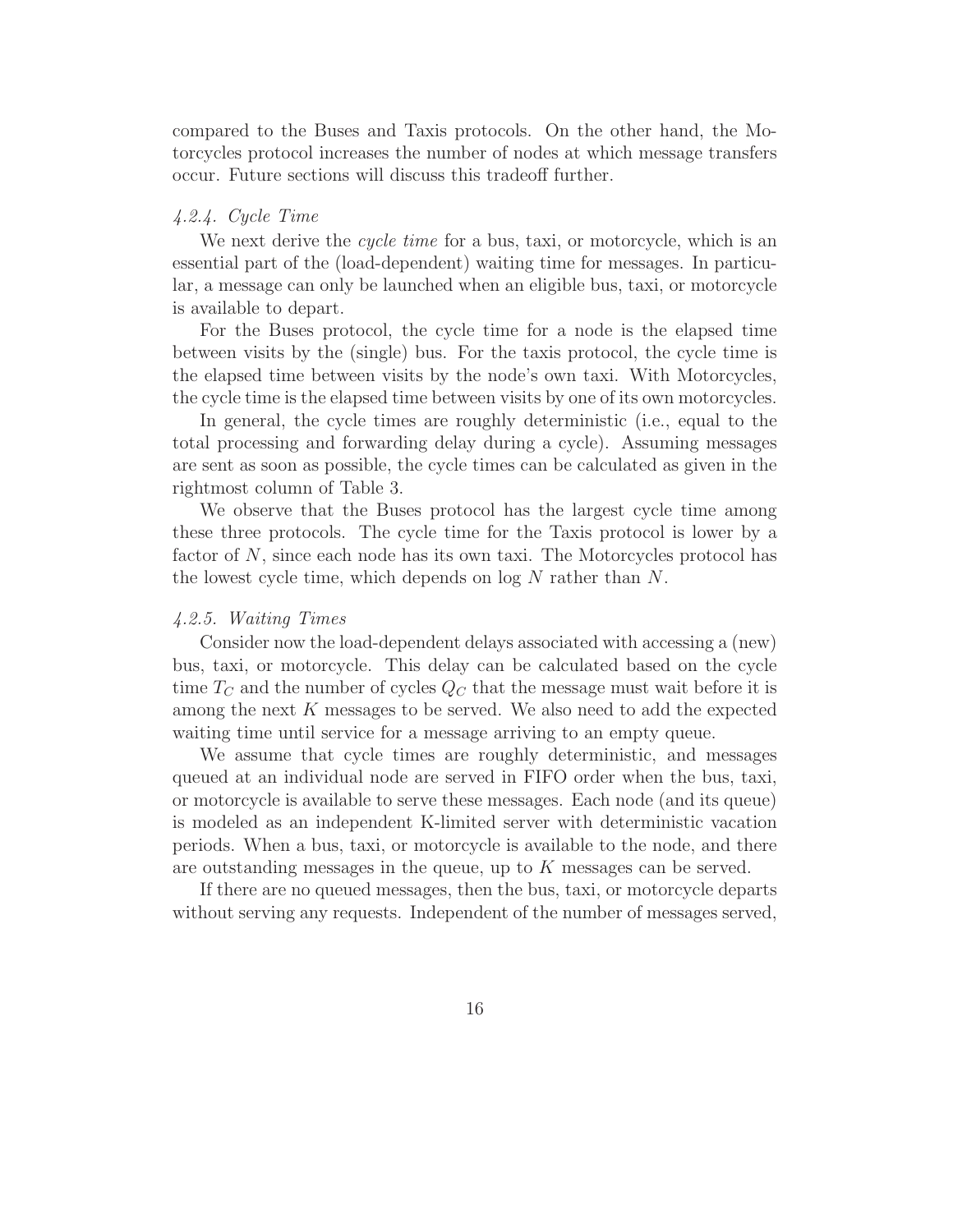compared to the Buses and Taxis protocols. On the other hand, the Motorcycles protocol increases the number of nodes at which message transfers occur. Future sections will discuss this tradeoff further.

### *4.2.4. Cycle Time*

We next derive the *cycle time* for a bus, taxi, or motorcycle, which is an essential part of the (load-dependent) waiting time for messages. In particular, a message can only be launched when an eligible bus, taxi, or motorcycle is available to depart.

For the Buses protocol, the cycle time for a node is the elapsed time between visits by the (single) bus. For the taxis protocol, the cycle time is the elapsed time between visits by the node's own taxi. With Motorcycles, the cycle time is the elapsed time between visits by one of its own motorcycles.

In general, the cycle times are roughly deterministic (i.e., equal to the total processing and forwarding delay during a cycle). Assuming messages are sent as soon as possible, the cycle times can be calculated as given in the rightmost column of Table 3.

We observe that the Buses protocol has the largest cycle time among these three protocols. The cycle time for the Taxis protocol is lower by a factor of $N$, since each node has its own taxi. The Motorcycles protocol has the lowest cycle time, which depends on $\log N$ rather than $N$.

### *4.2.5. Waiting Times*

Consider now the load-dependent delays associated with accessing a (new) bus, taxi, or motorcycle. This delay can be calculated based on the cycle time $T_C$ and the number of cycles $Q_C$ that the message must wait before it is among the next $K$ messages to be served. We also need to add the expected waiting time until service for a message arriving to an empty queue.

We assume that cycle times are roughly deterministic, and messages queued at an individual node are served in FIFO order when the bus, taxi, or motorcycle is available to serve these messages. Each node (and its queue) is modeled as an independent K-limited server with deterministic vacation periods. When a bus, taxi, or motorcycle is available to the node, and there are outstanding messages in the queue, up to $K$ messages can be served.

If there are no queued messages, then the bus, taxi, or motorcycle departs without serving any requests. Independent of the number of messages served,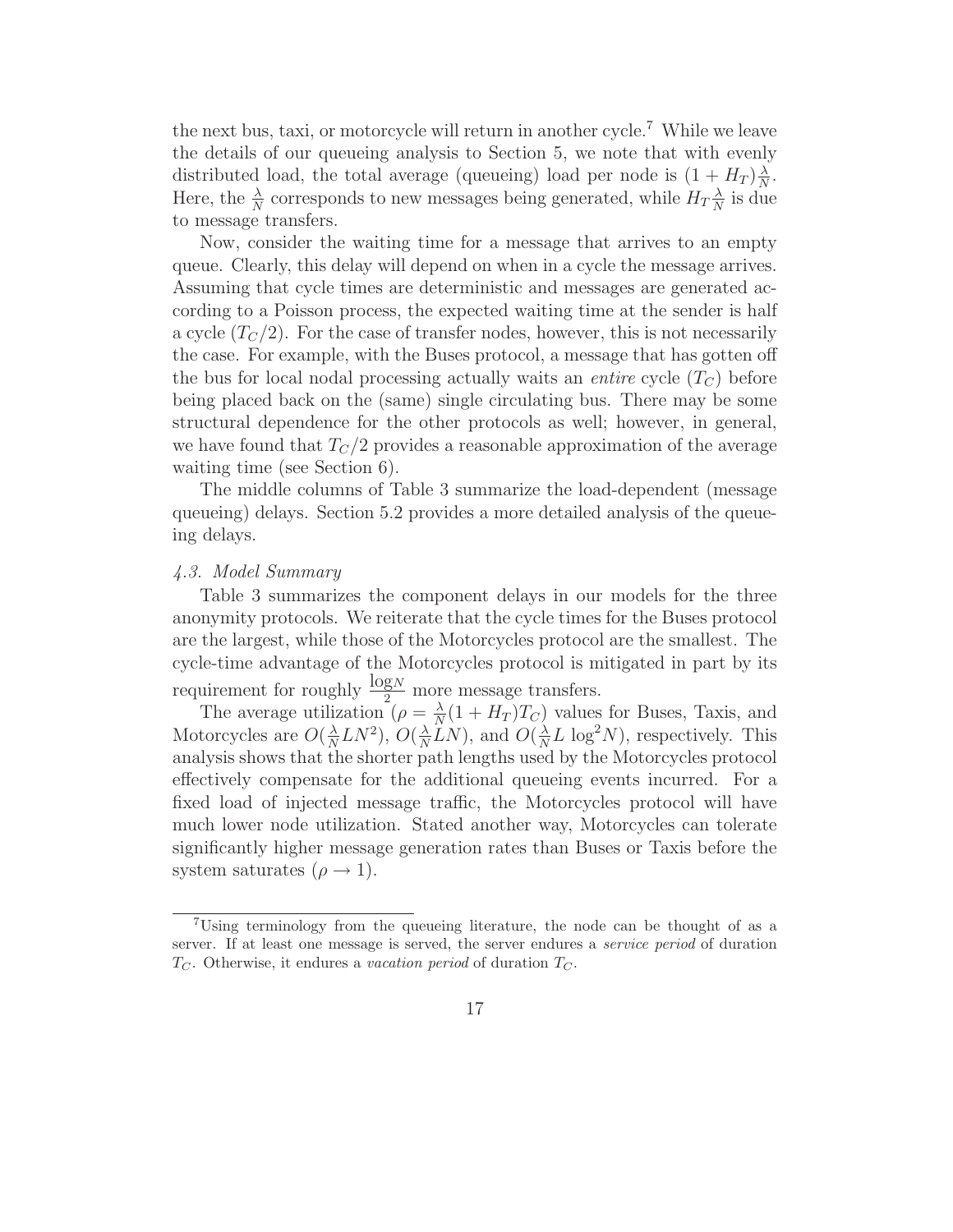the next bus, taxi, or motorcycle will return in another cycle.[7] While we leave the details of our queueing analysis to Section 5, we note that with evenly distributed load, the total average (queueing) load per node is $(1 + H_T)\frac{\lambda}{N}$. Here, the $\frac{\lambda}{N}$ corresponds to new messages being generated, while $H_T\frac{\lambda}{N}$ is due to message transfers.

Now, consider the waiting time for a message that arrives to an empty queue. Clearly, this delay will depend on when in a cycle the message arrives. Assuming that cycle times are deterministic and messages are generated according to a Poisson process, the expected waiting time at the sender is half a cycle ($T_C/2$). For the case of transfer nodes, however, this is not necessarily the case. For example, with the Buses protocol, a message that has gotten off the bus for local nodal processing actually waits an *entire* cycle ($T_C$) before being placed back on the (same) single circulating bus. There may be some structural dependence for the other protocols as well; however, in general, we have found that $T_C/2$ provides a reasonable approximation of the average waiting time (see Section 6).

The middle columns of Table 3 summarize the load-dependent (message queueing) delays. Section 5.2 provides a more detailed analysis of the queueing delays.

### *4.3. Model Summary*

Table 3 summarizes the component delays in our models for the three anonymity protocols. We reiterate that the cycle times for the Buses protocol are the largest, while those of the Motorcycles protocol are the smallest. The cycle-time advantage of the Motorcycles protocol is mitigated in part by its requirement for roughly $\frac{\log N}{2}$ more message transfers.

The average utilization ($\rho = \frac{\lambda}{N}(1 + H_T)T_C$) values for Buses, Taxis, and Motorcycles are $O(\frac{\lambda}{N}LN^2)$, $O(\frac{\lambda}{N}LN)$, and $O(\frac{\lambda}{N}L\ \log^2 N)$, respectively. This analysis shows that the shorter path lengths used by the Motorcycles protocol effectively compensate for the additional queueing events incurred. For a fixed load of injected message traffic, the Motorcycles protocol will have much lower node utilization. Stated another way, Motorcycles can tolerate significantly higher message generation rates than Buses or Taxis before the system saturates ($\rho \rightarrow 1$).

---

[7] Using terminology from the queueing literature, the node can be thought of as a server. If at least one message is served, the server endures a *service period* of duration $T_C$. Otherwise, it endures a *vacation period* of duration $T_C$.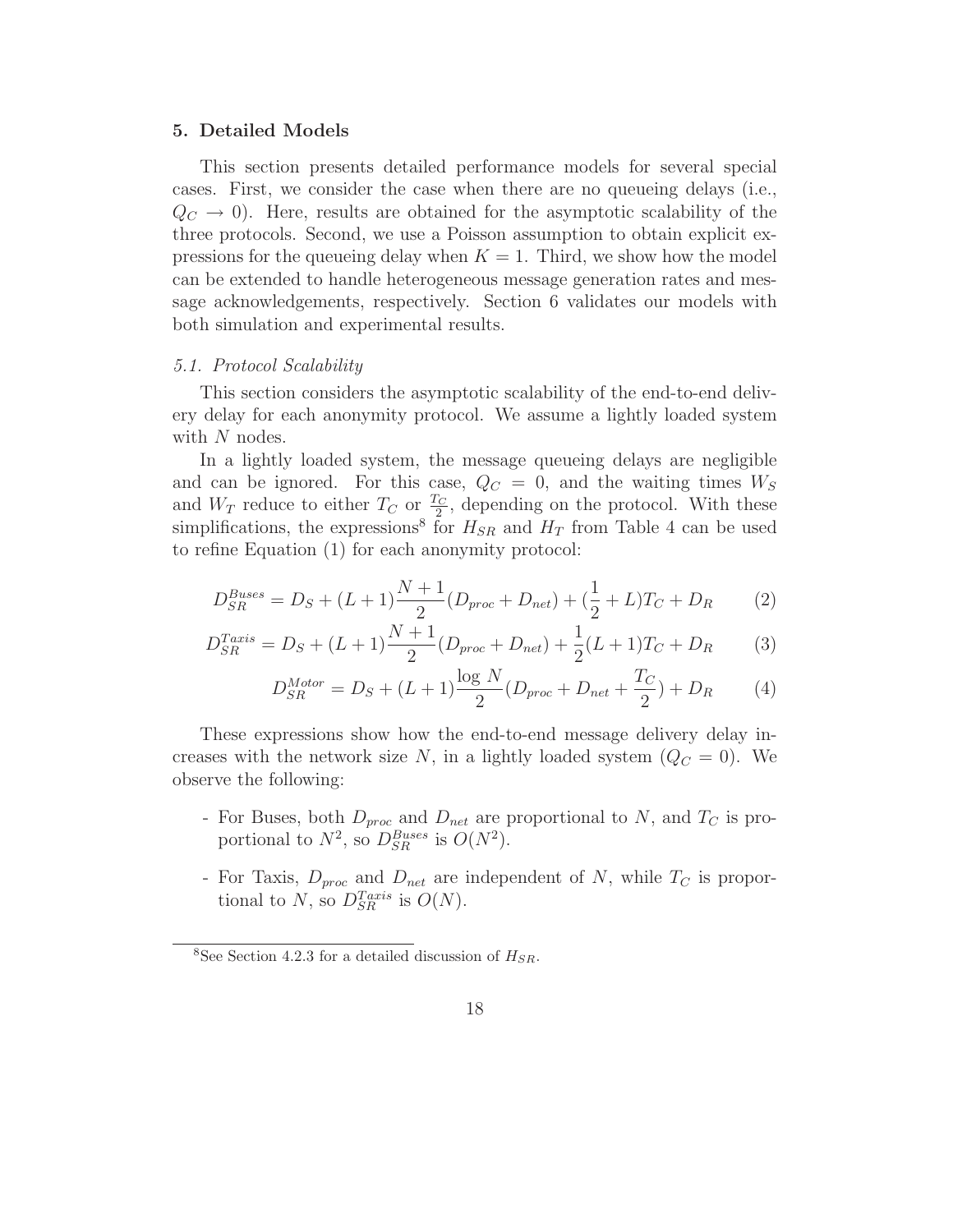## 5. Detailed Models

This section presents detailed performance models for several special cases. First, we consider the case when there are no queueing delays (i.e., $Q_C \to 0$). Here, results are obtained for the asymptotic scalability of the three protocols. Second, we use a Poisson assumption to obtain explicit expressions for the queueing delay when $K = 1$. Third, we show how the model can be extended to handle heterogeneous message generation rates and message acknowledgements, respectively. Section 6 validates our models with both simulation and experimental results.

### 5.1. Protocol Scalability

This section considers the asymptotic scalability of the end-to-end delivery delay for each anonymity protocol. We assume a lightly loaded system with $N$ nodes.

In a lightly loaded system, the message queueing delays are negligible and can be ignored. For this case, $Q_C = 0$, and the waiting times $W_S$ and $W_T$ reduce to either $T_C$ or $\frac{T_C}{2}$, depending on the protocol. With these simplifications, the expressions[8] for $H_{SR}$ and $H_T$ from Table 4 can be used to refine Equation (1) for each anonymity protocol:

$$D_{SR}^{Buses} = D_S + (L+1)\frac{N+1}{2}(D_{proc} + D_{net}) + (\frac{1}{2} + L)T_C + D_R \tag{2}$$

$$D_{SR}^{Taxis} = D_S + (L+1)\frac{N+1}{2}(D_{proc} + D_{net}) + \frac{1}{2}(L+1)T_C + D_R \tag{3}$$

$$D_{SR}^{Motor} = D_S + (L+1)\frac{\log N}{2}(D_{proc} + D_{net} + \frac{T_C}{2}) + D_R \tag{4}$$

These expressions show how the end-to-end message delivery delay increases with the network size $N$, in a lightly loaded system ($Q_C = 0$). We observe the following:

- For Buses, both $D_{proc}$ and $D_{net}$ are proportional to $N$, and $T_C$ is proportional to $N^2$, so $D_{SR}^{Buses}$ is $O(N^2)$.
- For Taxis, $D_{proc}$ and $D_{net}$ are independent of $N$, while $T_C$ is proportional to $N$, so $D_{SR}^{Taxis}$ is $O(N)$.

[8] See Section 4.2.3 for a detailed discussion of $H_{SR}$.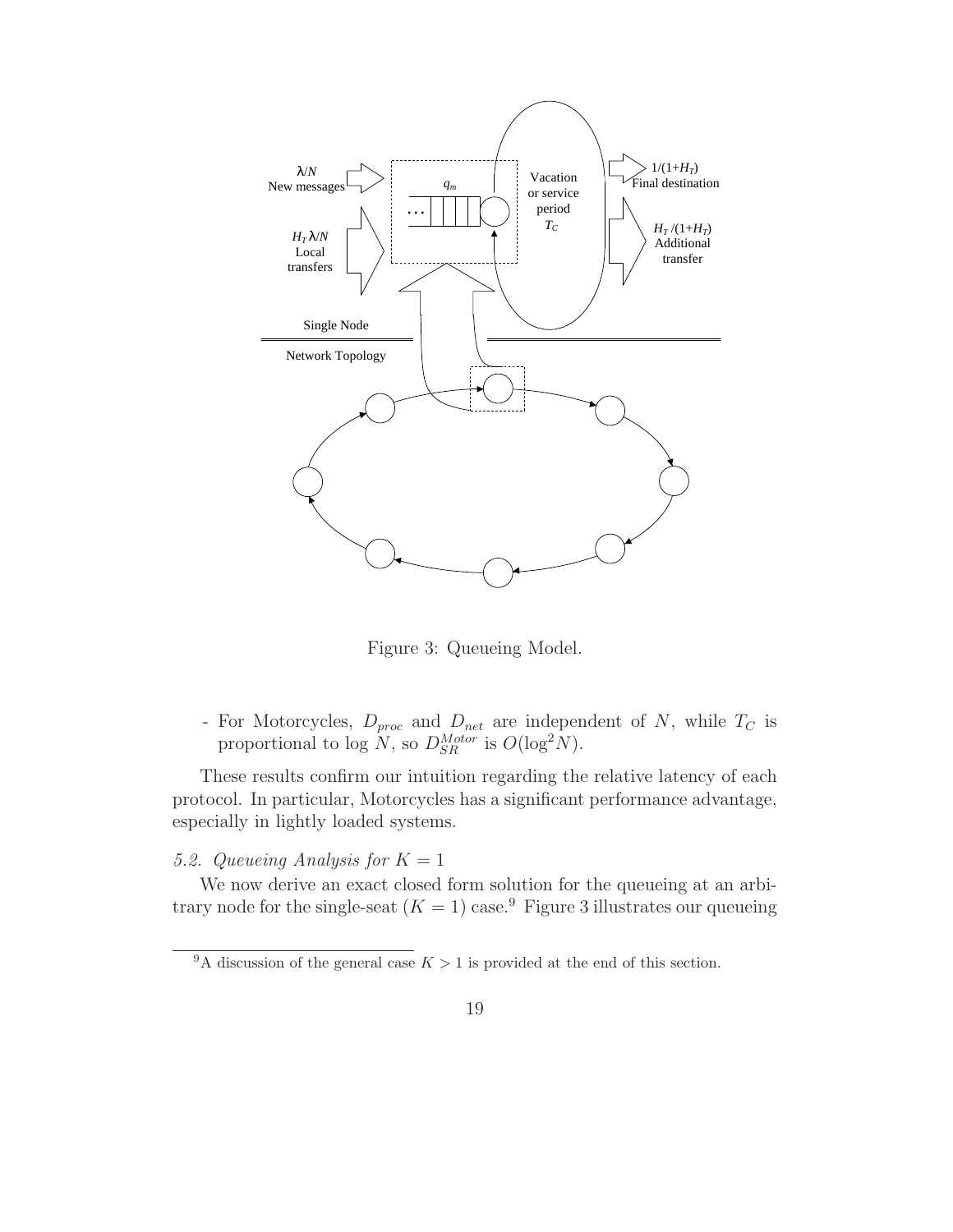Figure 3: Queueing Model.

- For Motorcycles, $D_{proc}$ and $D_{net}$ are independent of $N$, while $T_C$ is proportional to $\log N$, so $D_{SR}^{Motor}$ is $O(\log^2 N)$.

These results confirm our intuition regarding the relative latency of each protocol. In particular, Motorcycles has a significant performance advantage, especially in lightly loaded systems.

### *5.2. Queueing Analysis for $K = 1$*

We now derive an exact closed form solution for the queueing at an arbitrary node for the single-seat ($K = 1$) case.[9] Figure 3 illustrates our queueing

[9] A discussion of the general case $K > 1$ is provided at the end of this section.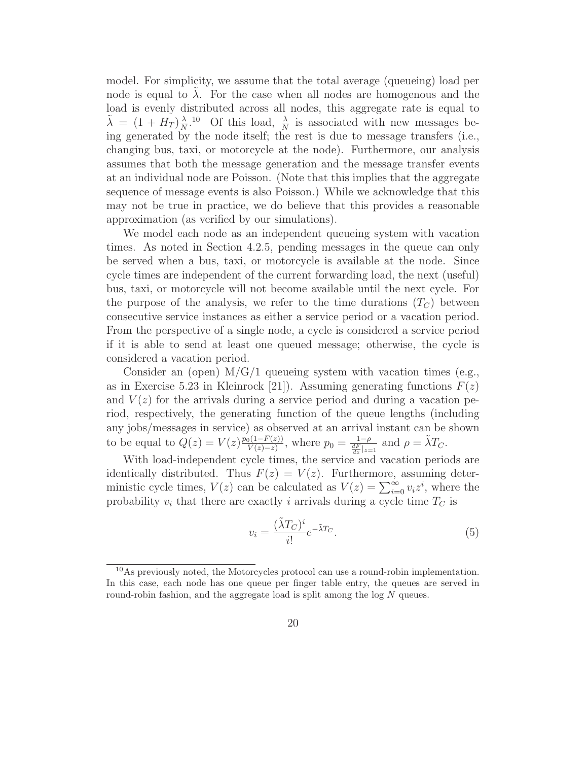model. For simplicity, we assume that the total average (queueing) load per node is equal to $\tilde{\lambda}$. For the case when all nodes are homogenous and the load is evenly distributed across all nodes, this aggregate rate is equal to $\tilde{\lambda} = (1 + H_T)\frac{\lambda}{N}$.[10] Of this load, $\frac{\lambda}{N}$ is associated with new messages being generated by the node itself; the rest is due to message transfers (i.e., changing bus, taxi, or motorcycle at the node). Furthermore, our analysis assumes that both the message generation and the message transfer events at an individual node are Poisson. (Note that this implies that the aggregate sequence of message events is also Poisson.) While we acknowledge that this may not be true in practice, we do believe that this provides a reasonable approximation (as verified by our simulations).

We model each node as an independent queueing system with vacation times. As noted in Section 4.2.5, pending messages in the queue can only be served when a bus, taxi, or motorcycle is available at the node. Since cycle times are independent of the current forwarding load, the next (useful) bus, taxi, or motorcycle will not become available until the next cycle. For the purpose of the analysis, we refer to the time durations ($T_C$) between consecutive service instances as either a service period or a vacation period. From the perspective of a single node, a cycle is considered a service period if it is able to send at least one queued message; otherwise, the cycle is considered a vacation period.

Consider an (open) M/G/1 queueing system with vacation times (e.g., as in Exercise 5.23 in Kleinrock [21]). Assuming generating functions $F(z)$ and $V(z)$ for the arrivals during a service period and during a vacation period, respectively, the generating function of the queue lengths (including any jobs/messages in service) as observed at an arrival instant can be shown to be equal to $Q(z) = V(z)\frac{p_0(1-F(z))}{V(z)-z)}$, where $p_0 = \frac{1-\rho}{\frac{dF}{dz}|_{z=1}}$ and $\rho = \tilde{\lambda}T_C$.

With load-independent cycle times, the service and vacation periods are identically distributed. Thus $F(z) = V(z)$. Furthermore, assuming deterministic cycle times, $V(z)$ can be calculated as $V(z) = \sum_{i=0}^{\infty} v_i z^i$, where the probability $v_i$ that there are exactly $i$ arrivals during a cycle time $T_C$ is

$$v_i = \frac{(\tilde{\lambda}T_C)^i}{i!}e^{-\tilde{\lambda}T_C}. \tag{5}$$

[10] As previously noted, the Motorcycles protocol can use a round-robin implementation. In this case, each node has one queue per finger table entry, the queues are served in round-robin fashion, and the aggregate load is split among the log $N$ queues.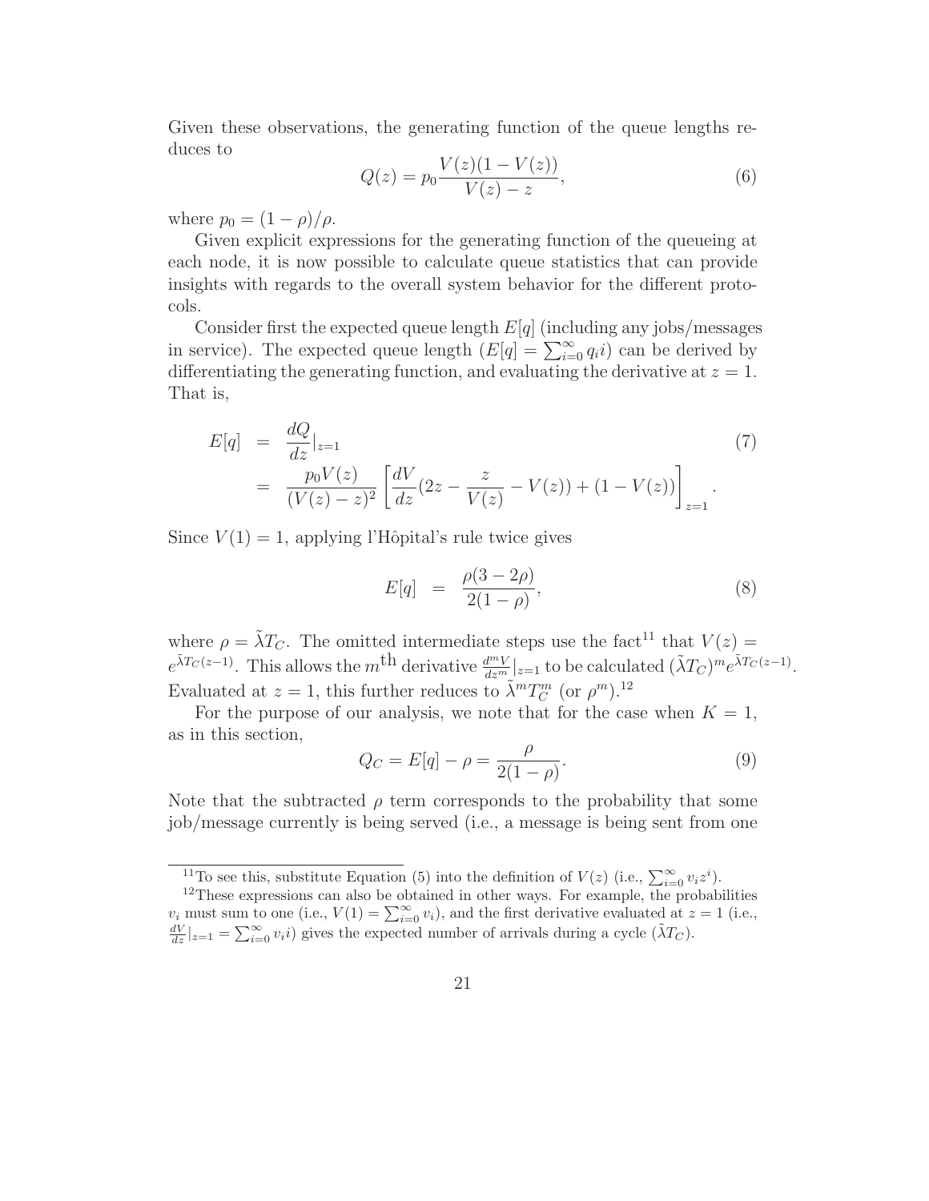Given these observations, the generating function of the queue lengths reduces to

$$Q(z) = p_0 \frac{V(z)(1 - V(z))}{V(z) - z}, \tag{6}$$

where $p_0 = (1 - \rho)/\rho$.

Given explicit expressions for the generating function of the queueing at each node, it is now possible to calculate queue statistics that can provide insights with regards to the overall system behavior for the different protocols.

Consider first the expected queue length $E[q]$ (including any jobs/messages in service). The expected queue length ($E[q] = \sum_{i=0}^{\infty} q_i i$) can be derived by differentiating the generating function, and evaluating the derivative at $z = 1$. That is,

$$\begin{aligned} E[q] &= \frac{dQ}{dz}|_{z=1} \\ &= \frac{p_0 V(z)}{(V(z) - z)^2} \left[ \frac{dV}{dz} (2z - \frac{z}{V(z)} - V(z)) + (1 - V(z)) \right]_{z=1}. \end{aligned} \tag{7}$$

Since $V(1) = 1$, applying l'Hôpital's rule twice gives

$$E[q] = \frac{\rho(3 - 2\rho)}{2(1 - \rho)}, \tag{8}$$

where $\rho = \tilde{\lambda} T_C$. The omitted intermediate steps use the fact[11] that $V(z) = e^{\tilde{\lambda} T_C (z-1)}$. This allows the $m^{\text{th}}$ derivative $\frac{d^m V}{dz^m}|_{z=1}$ to be calculated $(\tilde{\lambda} T_C)^m e^{\tilde{\lambda} T_C (z-1)}$. Evaluated at $z = 1$, this further reduces to $\tilde{\lambda}^m T_C^m$ (or $\rho^m$).[12]

For the purpose of our analysis, we note that for the case when $K = 1$, as in this section,

$$Q_C = E[q] - \rho = \frac{\rho}{2(1 - \rho)}. \tag{9}$$

Note that the subtracted $\rho$ term corresponds to the probability that some job/message currently is being served (i.e., a message is being sent from one

---

[11] To see this, substitute Equation (5) into the definition of $V(z)$ (i.e., $\sum_{i=0}^{\infty} v_i z^i$).

[12] These expressions can also be obtained in other ways. For example, the probabilities $v_i$ must sum to one (i.e., $V(1) = \sum_{i=0}^{\infty} v_i$), and the first derivative evaluated at $z = 1$ (i.e., $\frac{dV}{dz}|_{z=1} = \sum_{i=0}^{\infty} v_i i$) gives the expected number of arrivals during a cycle ($\tilde{\lambda} T_C$).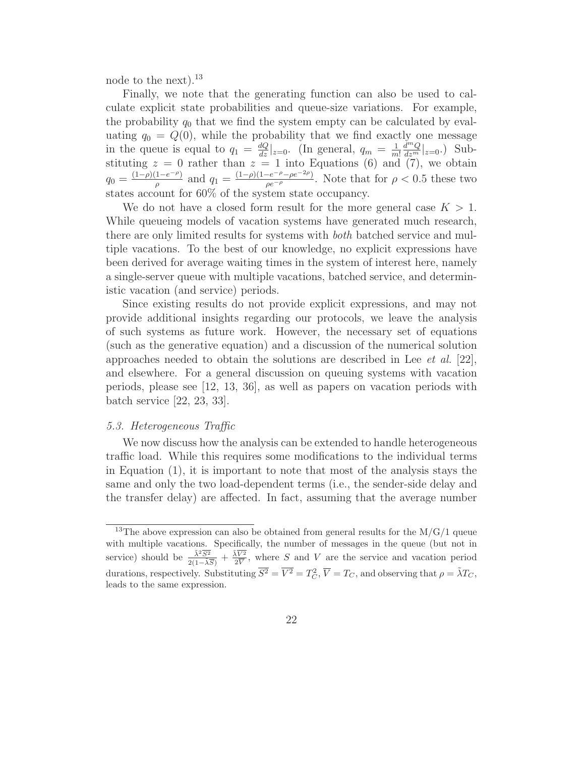node to the next).[13]

Finally, we note that the generating function can also be used to calculate explicit state probabilities and queue-size variations. For example, the probability $q_0$ that we find the system empty can be calculated by evaluating $q_0 = Q(0)$, while the probability that we find exactly one message in the queue is equal to $q_1 = \frac{dQ}{dz}|_{z=0}$. (In general, $q_m = \frac{1}{m!}\frac{d^m Q}{dz^m}|_{z=0}$.) Substituting $z = 0$ rather than $z = 1$ into Equations (6) and (7), we obtain $q_0 = \frac{(1-\rho)(1-e^{-\rho})}{\rho}$ and $q_1 = \frac{(1-\rho)(1-e^{-\rho}-\rho e^{-2\rho})}{\rho e^{-\rho}}$. Note that for $\rho < 0.5$ these two states account for 60% of the system state occupancy.

We do not have a closed form result for the more general case $K > 1$. While queueing models of vacation systems have generated much research, there are only limited results for systems with *both* batched service and multiple vacations. To the best of our knowledge, no explicit expressions have been derived for average waiting times in the system of interest here, namely a single-server queue with multiple vacations, batched service, and deterministic vacation (and service) periods.

Since existing results do not provide explicit expressions, and may not provide additional insights regarding our protocols, we leave the analysis of such systems as future work. However, the necessary set of equations (such as the generative equation) and a discussion of the numerical solution approaches needed to obtain the solutions are described in Lee *et al.* [22], and elsewhere. For a general discussion on queuing systems with vacation periods, please see [12, 13, 36], as well as papers on vacation periods with batch service [22, 23, 33].

### 5.3. Heterogeneous Traffic

We now discuss how the analysis can be extended to handle heterogeneous traffic load. While this requires some modifications to the individual terms in Equation (1), it is important to note that most of the analysis stays the same and only the two load-dependent terms (i.e., the sender-side delay and the transfer delay) are affected. In fact, assuming that the average number

---

[13] The above expression can also be obtained from general results for the M/G/1 queue with multiple vacations. Specifically, the number of messages in the queue (but not in service) should be $\frac{\tilde{\lambda}^2 \overline{S^2}}{2(1-\tilde{\lambda}\overline{S})} + \frac{\tilde{\lambda}\overline{V^2}}{2\overline{V}}$, where $S$ and $V$ are the service and vacation period durations, respectively. Substituting $\overline{S^2} = \overline{V^2} = T_C^2$, $\overline{V} = T_C$, and observing that $\rho = \tilde{\lambda} T_C$, leads to the same expression.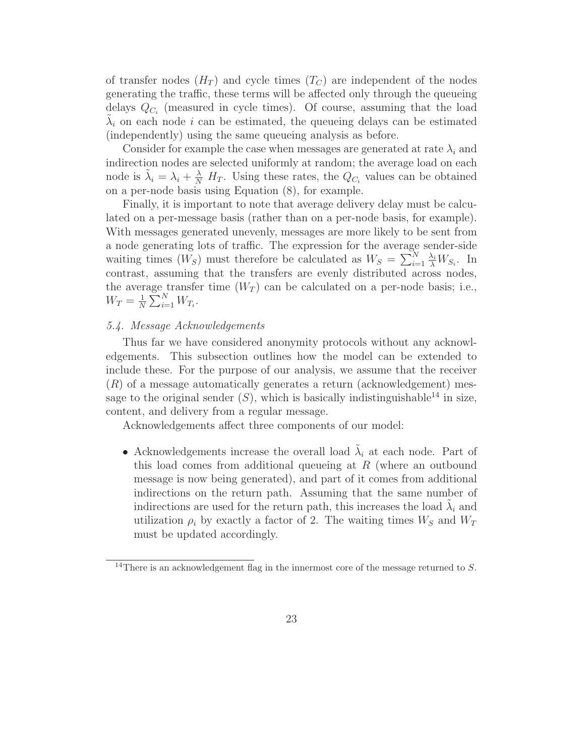of transfer nodes ($H_T$) and cycle times ($T_C$) are independent of the nodes generating the traffic, these terms will be affected only through the queueing delays $Q_{C_i}$ (measured in cycle times). Of course, assuming that the load $\tilde{\lambda}_i$ on each node $i$ can be estimated, the queueing delays can be estimated (independently) using the same queueing analysis as before.

Consider for example the case when messages are generated at rate $\lambda_i$ and indirection nodes are selected uniformly at random; the average load on each node is $\tilde{\lambda}_i = \lambda_i + \frac{\lambda}{N} H_T$. Using these rates, the $Q_{C_i}$ values can be obtained on a per-node basis using Equation (8), for example.

Finally, it is important to note that average delivery delay must be calculated on a per-message basis (rather than on a per-node basis, for example). With messages generated unevenly, messages are more likely to be sent from a node generating lots of traffic. The expression for the average sender-side waiting times ($W_S$) must therefore be calculated as $W_S = \sum_{i=1}^{N} \frac{\lambda_i}{\lambda} W_{S_i}$. In contrast, assuming that the transfers are evenly distributed across nodes, the average transfer time ($W_T$) can be calculated on a per-node basis; i.e., $W_T = \frac{1}{N} \sum_{i=1}^{N} W_{T_i}$.

### *5.4. Message Acknowledgements*

Thus far we have considered anonymity protocols without any acknowledgements. This subsection outlines how the model can be extended to include these. For the purpose of our analysis, we assume that the receiver ($R$) of a message automatically generates a return (acknowledgement) message to the original sender ($S$), which is basically indistinguishable[14] in size, content, and delivery from a regular message.

Acknowledgements affect three components of our model:

- Acknowledgements increase the overall load $\tilde{\lambda}_i$ at each node. Part of this load comes from additional queueing at $R$ (where an outbound message is now being generated), and part of it comes from additional indirections on the return path. Assuming that the same number of indirections are used for the return path, this increases the load $\tilde{\lambda}_i$ and utilization $\rho_i$ by exactly a factor of 2. The waiting times $W_S$ and $W_T$ must be updated accordingly.

[14] There is an acknowledgement flag in the innermost core of the message returned to $S$.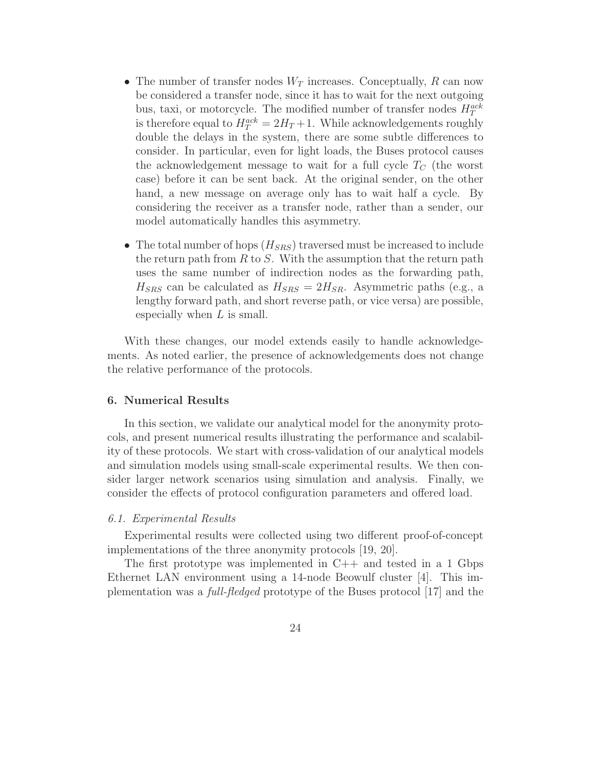- The number of transfer nodes $W_T$ increases. Conceptually, $R$ can now be considered a transfer node, since it has to wait for the next outgoing bus, taxi, or motorcycle. The modified number of transfer nodes $H_T^{ack}$ is therefore equal to $H_T^{ack} = 2H_T + 1$. While acknowledgements roughly double the delays in the system, there are some subtle differences to consider. In particular, even for light loads, the Buses protocol causes the acknowledgement message to wait for a full cycle $T_C$ (the worst case) before it can be sent back. At the original sender, on the other hand, a new message on average only has to wait half a cycle. By considering the receiver as a transfer node, rather than a sender, our model automatically handles this asymmetry.

- The total number of hops ($H_{SRS}$) traversed must be increased to include the return path from $R$ to $S$. With the assumption that the return path uses the same number of indirection nodes as the forwarding path, $H_{SRS}$ can be calculated as $H_{SRS} = 2H_{SR}$. Asymmetric paths (e.g., a lengthy forward path, and short reverse path, or vice versa) are possible, especially when $L$ is small.

With these changes, our model extends easily to handle acknowledgements. As noted earlier, the presence of acknowledgements does not change the relative performance of the protocols.

## 6. Numerical Results

In this section, we validate our analytical model for the anonymity protocols, and present numerical results illustrating the performance and scalability of these protocols. We start with cross-validation of our analytical models and simulation models using small-scale experimental results. We then consider larger network scenarios using simulation and analysis. Finally, we consider the effects of protocol configuration parameters and offered load.

### *6.1. Experimental Results*

Experimental results were collected using two different proof-of-concept implementations of the three anonymity protocols [19, 20].

The first prototype was implemented in C++ and tested in a 1 Gbps Ethernet LAN environment using a 14-node Beowulf cluster [4]. This implementation was a *full-fledged* prototype of the Buses protocol [17] and the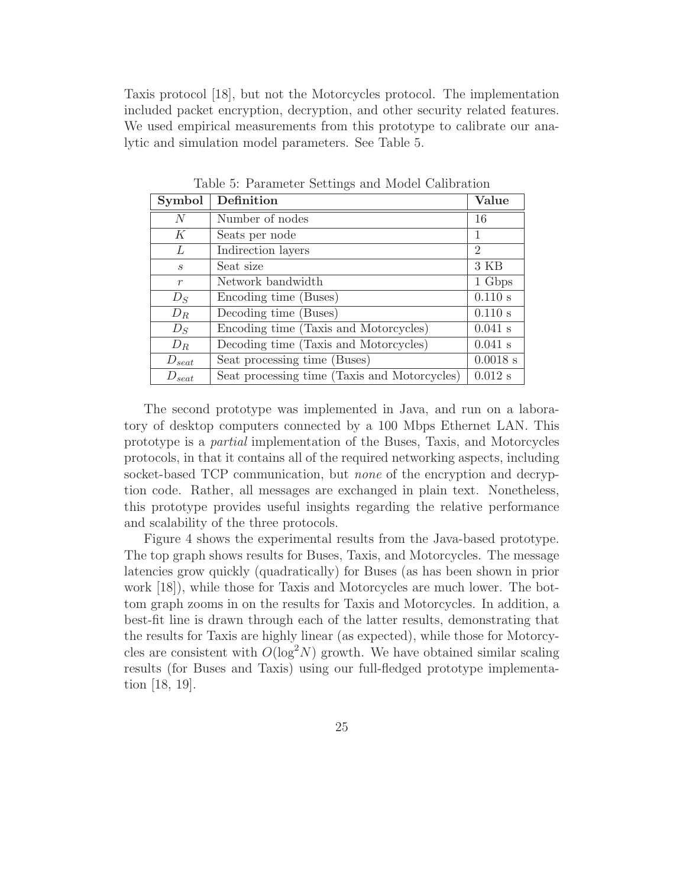Taxis protocol [18], but not the Motorcycles protocol. The implementation included packet encryption, decryption, and other security related features. We used empirical measurements from this prototype to calibrate our analytic and simulation model parameters. See Table 5.

Table 5: Parameter Settings and Model Calibration

| **Symbol** | **Definition** | **Value** |
|---|---|---|
| $N$ | Number of nodes | 16 |
| $K$ | Seats per node | 1 |
| $L$ | Indirection layers | 2 |
| $s$ | Seat size | 3 KB |
| $r$ | Network bandwidth | 1 Gbps |
| $D_S$ | Encoding time (Buses) | 0.110 s |
| $D_R$ | Decoding time (Buses) | 0.110 s |
| $D_S$ | Encoding time (Taxis and Motorcycles) | 0.041 s |
| $D_R$ | Decoding time (Taxis and Motorcycles) | 0.041 s |
| $D_{seat}$ | Seat processing time (Buses) | 0.0018 s |
| $D_{seat}$ | Seat processing time (Taxis and Motorcycles) | 0.012 s |

The second prototype was implemented in Java, and run on a laboratory of desktop computers connected by a 100 Mbps Ethernet LAN. This prototype is a *partial* implementation of the Buses, Taxis, and Motorcycles protocols, in that it contains all of the required networking aspects, including socket-based TCP communication, but *none* of the encryption and decryption code. Rather, all messages are exchanged in plain text. Nonetheless, this prototype provides useful insights regarding the relative performance and scalability of the three protocols.

Figure 4 shows the experimental results from the Java-based prototype. The top graph shows results for Buses, Taxis, and Motorcycles. The message latencies grow quickly (quadratically) for Buses (as has been shown in prior work [18]), while those for Taxis and Motorcycles are much lower. The bottom graph zooms in on the results for Taxis and Motorcycles. In addition, a best-fit line is drawn through each of the latter results, demonstrating that the results for Taxis are highly linear (as expected), while those for Motorcycles are consistent with $O(\log^2 N)$ growth. We have obtained similar scaling results (for Buses and Taxis) using our full-fledged prototype implementation [18, 19].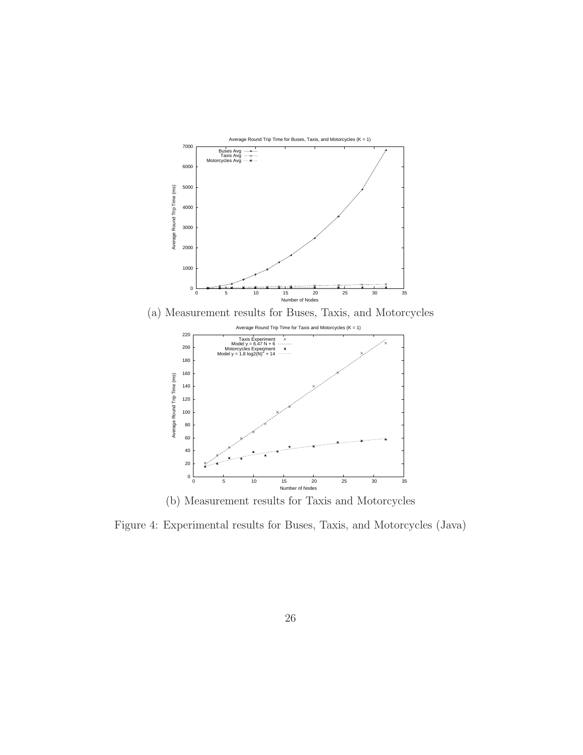(a) Measurement results for Buses, Taxis, and Motorcycles

(b) Measurement results for Taxis and Motorcycles

Figure 4: Experimental results for Buses, Taxis, and Motorcycles (Java)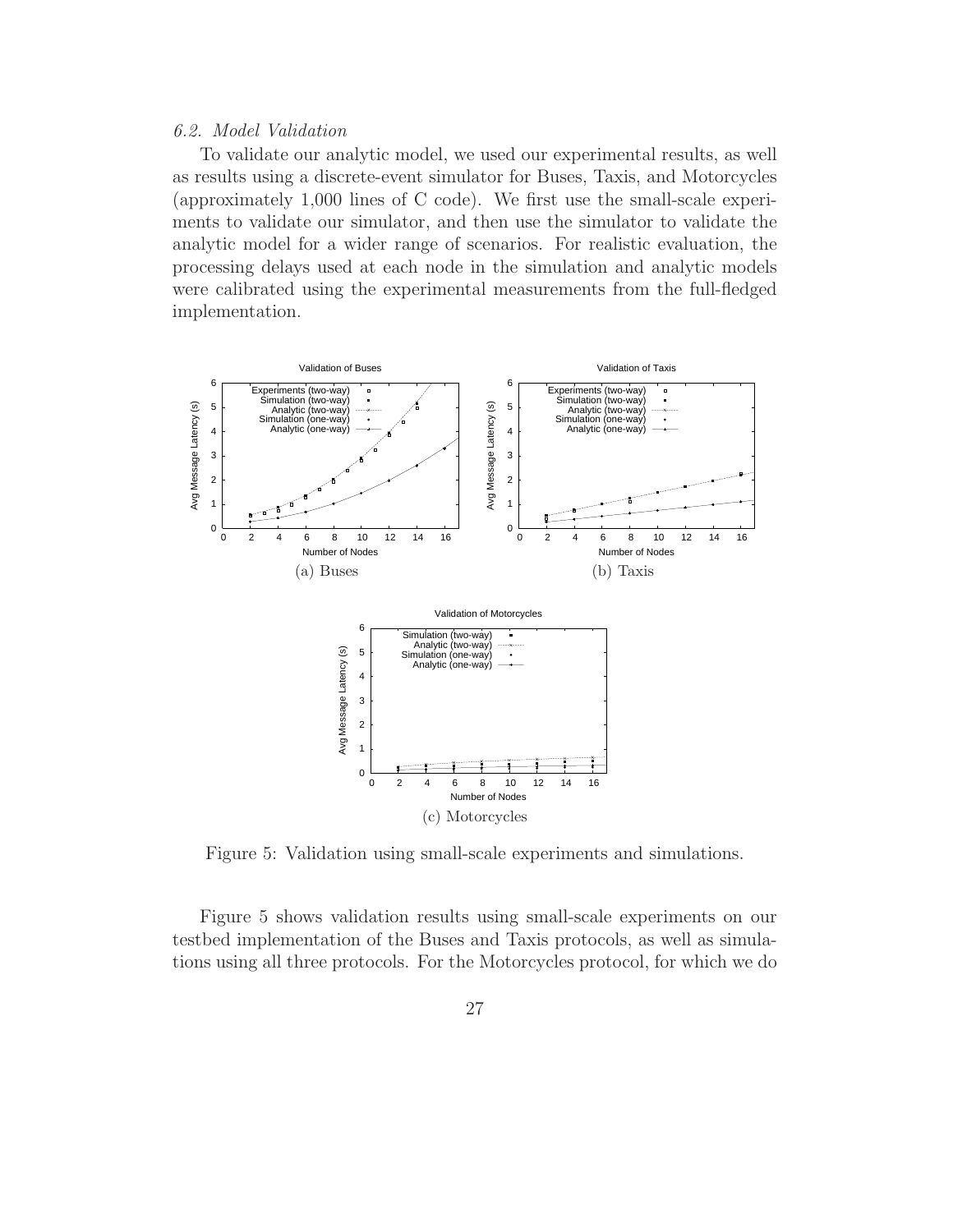*6.2. Model Validation*

To validate our analytic model, we used our experimental results, as well as results using a discrete-event simulator for Buses, Taxis, and Motorcycles (approximately 1,000 lines of C code). We first use the small-scale experiments to validate our simulator, and then use the simulator to validate the analytic model for a wider range of scenarios. For realistic evaluation, the processing delays used at each node in the simulation and analytic models were calibrated using the experimental measurements from the full-fledged implementation.

(a) Buses

(b) Taxis

(c) Motorcycles

Figure 5: Validation using small-scale experiments and simulations.

Figure 5 shows validation results using small-scale experiments on our testbed implementation of the Buses and Taxis protocols, as well as simulations using all three protocols. For the Motorcycles protocol, for which we do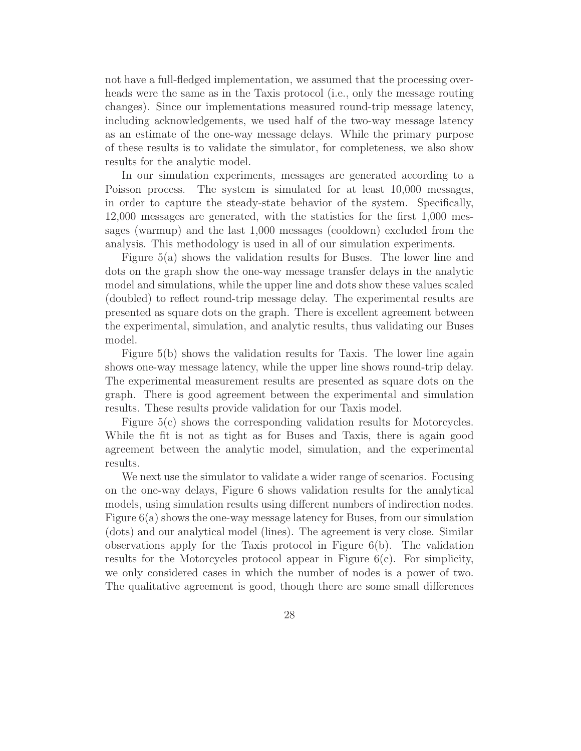not have a full-fledged implementation, we assumed that the processing overheads were the same as in the Taxis protocol (i.e., only the message routing changes). Since our implementations measured round-trip message latency, including acknowledgements, we used half of the two-way message latency as an estimate of the one-way message delays. While the primary purpose of these results is to validate the simulator, for completeness, we also show results for the analytic model.

In our simulation experiments, messages are generated according to a Poisson process. The system is simulated for at least 10,000 messages, in order to capture the steady-state behavior of the system. Specifically, 12,000 messages are generated, with the statistics for the first 1,000 messages (warmup) and the last 1,000 messages (cooldown) excluded from the analysis. This methodology is used in all of our simulation experiments.

Figure 5(a) shows the validation results for Buses. The lower line and dots on the graph show the one-way message transfer delays in the analytic model and simulations, while the upper line and dots show these values scaled (doubled) to reflect round-trip message delay. The experimental results are presented as square dots on the graph. There is excellent agreement between the experimental, simulation, and analytic results, thus validating our Buses model.

Figure 5(b) shows the validation results for Taxis. The lower line again shows one-way message latency, while the upper line shows round-trip delay. The experimental measurement results are presented as square dots on the graph. There is good agreement between the experimental and simulation results. These results provide validation for our Taxis model.

Figure 5(c) shows the corresponding validation results for Motorcycles. While the fit is not as tight as for Buses and Taxis, there is again good agreement between the analytic model, simulation, and the experimental results.

We next use the simulator to validate a wider range of scenarios. Focusing on the one-way delays, Figure 6 shows validation results for the analytical models, using simulation results using different numbers of indirection nodes. Figure 6(a) shows the one-way message latency for Buses, from our simulation (dots) and our analytical model (lines). The agreement is very close. Similar observations apply for the Taxis protocol in Figure 6(b). The validation results for the Motorcycles protocol appear in Figure 6(c). For simplicity, we only considered cases in which the number of nodes is a power of two. The qualitative agreement is good, though there are some small differences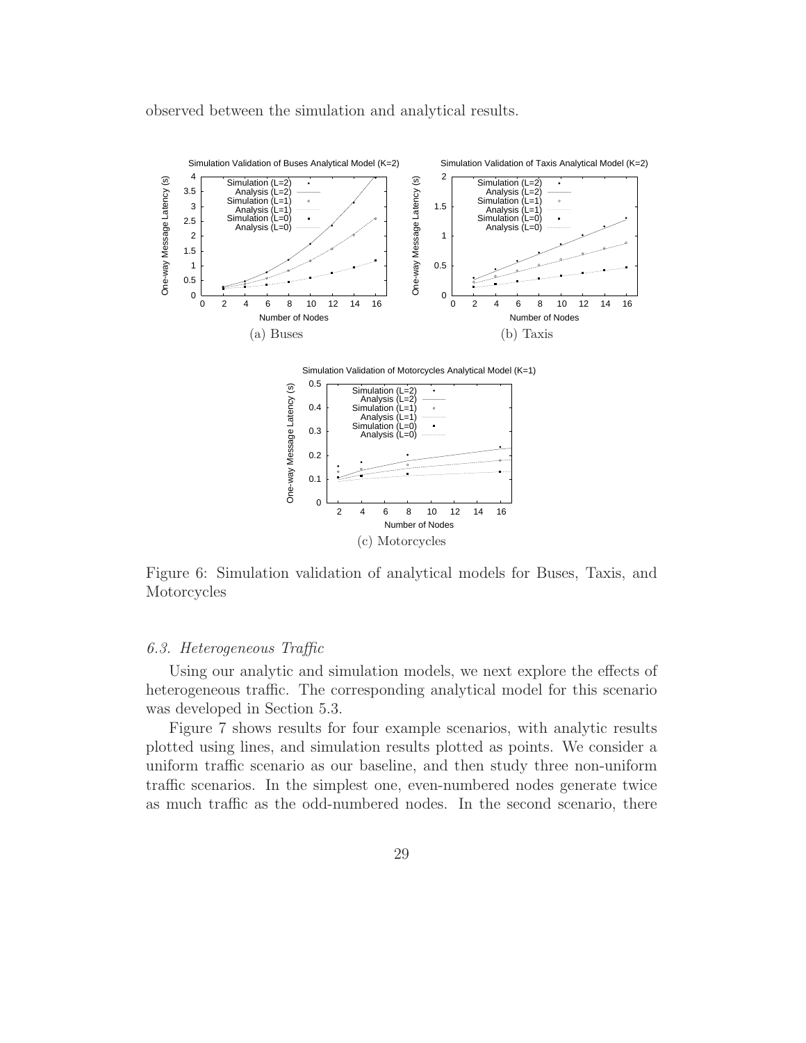observed between the simulation and analytical results.

(a) Buses

(b) Taxis

(c) Motorcycles

Figure 6: Simulation validation of analytical models for Buses, Taxis, and Motorcycles

### *6.3. Heterogeneous Traffic*

Using our analytic and simulation models, we next explore the effects of heterogeneous traffic. The corresponding analytical model for this scenario was developed in Section 5.3.

Figure 7 shows results for four example scenarios, with analytic results plotted using lines, and simulation results plotted as points. We consider a uniform traffic scenario as our baseline, and then study three non-uniform traffic scenarios. In the simplest one, even-numbered nodes generate twice as much traffic as the odd-numbered nodes. In the second scenario, there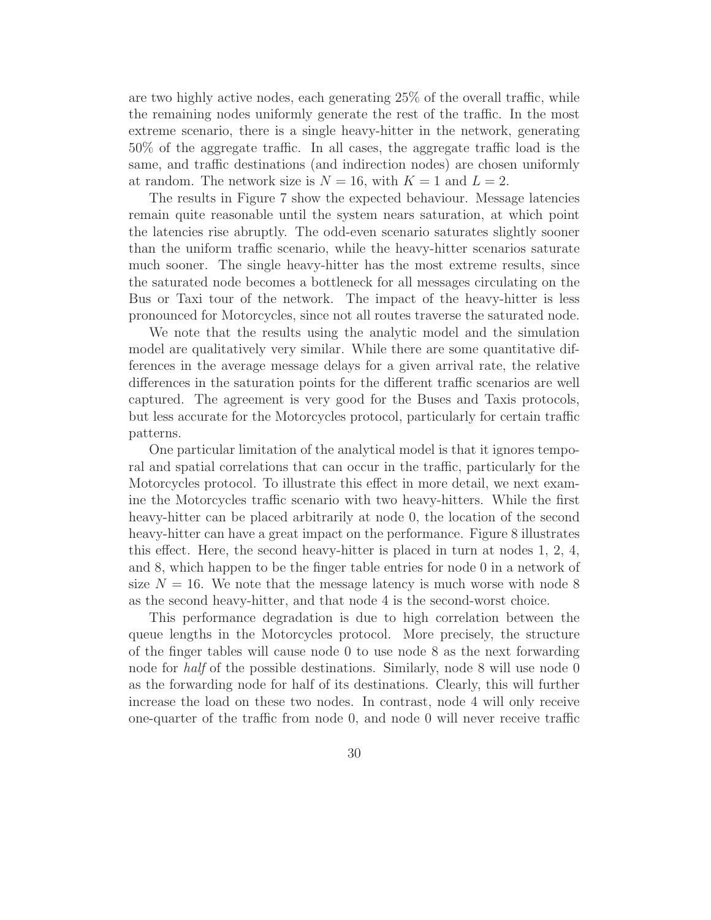are two highly active nodes, each generating 25% of the overall traffic, while the remaining nodes uniformly generate the rest of the traffic. In the most extreme scenario, there is a single heavy-hitter in the network, generating 50% of the aggregate traffic. In all cases, the aggregate traffic load is the same, and traffic destinations (and indirection nodes) are chosen uniformly at random. The network size is $N = 16$, with $K = 1$ and $L = 2$.

The results in Figure 7 show the expected behaviour. Message latencies remain quite reasonable until the system nears saturation, at which point the latencies rise abruptly. The odd-even scenario saturates slightly sooner than the uniform traffic scenario, while the heavy-hitter scenarios saturate much sooner. The single heavy-hitter has the most extreme results, since the saturated node becomes a bottleneck for all messages circulating on the Bus or Taxi tour of the network. The impact of the heavy-hitter is less pronounced for Motorcycles, since not all routes traverse the saturated node.

We note that the results using the analytic model and the simulation model are qualitatively very similar. While there are some quantitative differences in the average message delays for a given arrival rate, the relative differences in the saturation points for the different traffic scenarios are well captured. The agreement is very good for the Buses and Taxis protocols, but less accurate for the Motorcycles protocol, particularly for certain traffic patterns.

One particular limitation of the analytical model is that it ignores temporal and spatial correlations that can occur in the traffic, particularly for the Motorcycles protocol. To illustrate this effect in more detail, we next examine the Motorcycles traffic scenario with two heavy-hitters. While the first heavy-hitter can be placed arbitrarily at node 0, the location of the second heavy-hitter can have a great impact on the performance. Figure 8 illustrates this effect. Here, the second heavy-hitter is placed in turn at nodes 1, 2, 4, and 8, which happen to be the finger table entries for node 0 in a network of size $N = 16$. We note that the message latency is much worse with node 8 as the second heavy-hitter, and that node 4 is the second-worst choice.

This performance degradation is due to high correlation between the queue lengths in the Motorcycles protocol. More precisely, the structure of the finger tables will cause node 0 to use node 8 as the next forwarding node for *half* of the possible destinations. Similarly, node 8 will use node 0 as the forwarding node for half of its destinations. Clearly, this will further increase the load on these two nodes. In contrast, node 4 will only receive one-quarter of the traffic from node 0, and node 0 will never receive traffic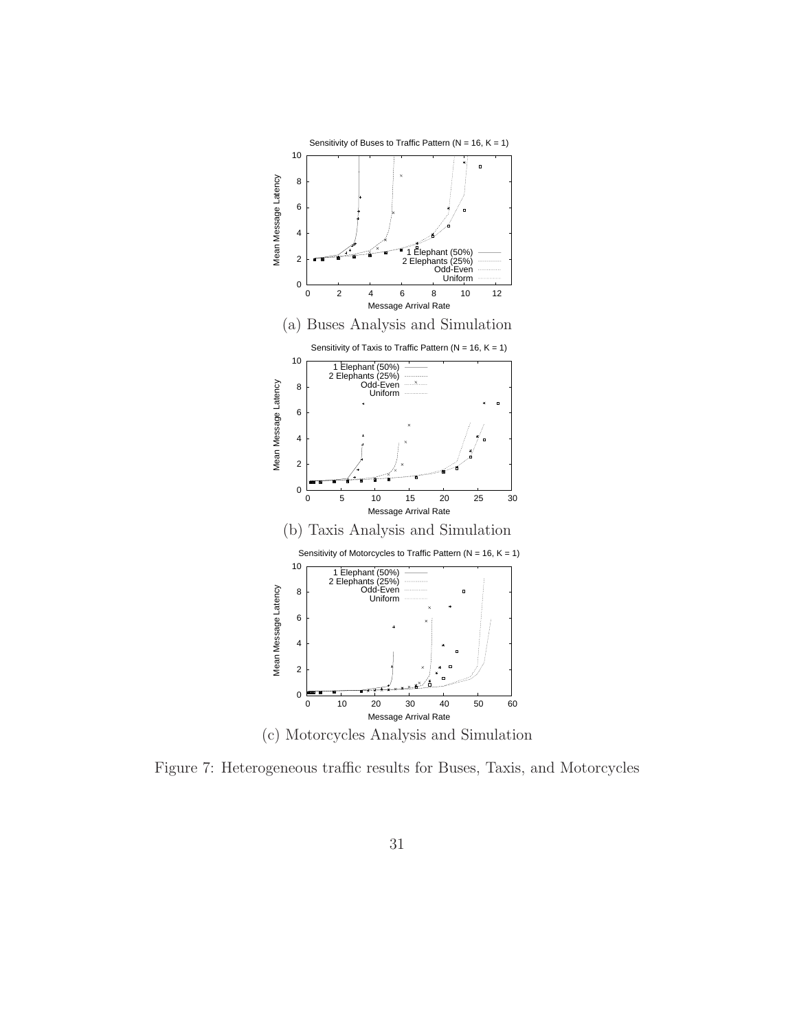(a) Buses Analysis and Simulation

(b) Taxis Analysis and Simulation

(c) Motorcycles Analysis and Simulation

Figure 7: Heterogeneous traffic results for Buses, Taxis, and Motorcycles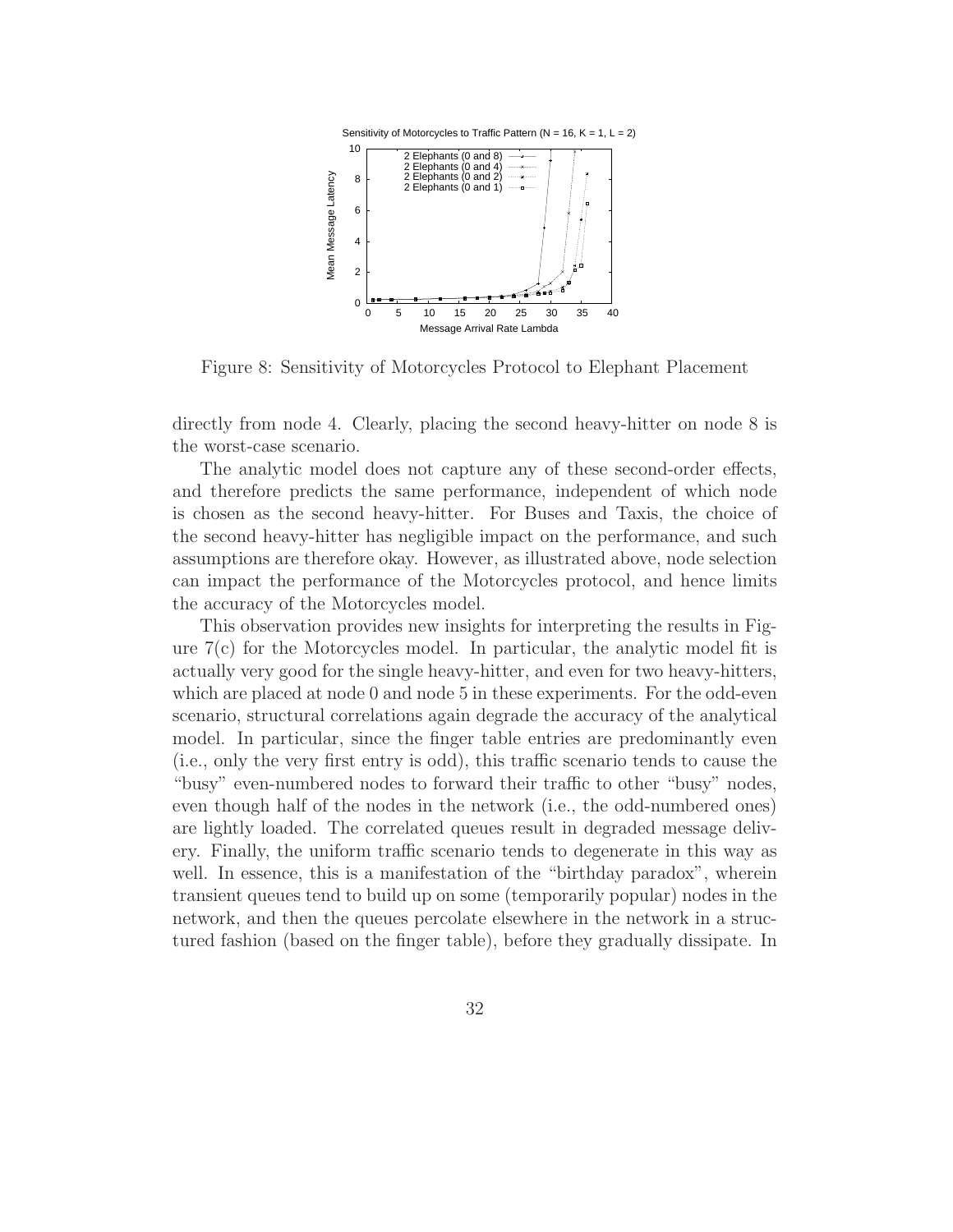Figure 8: Sensitivity of Motorcycles Protocol to Elephant Placement

directly from node 4. Clearly, placing the second heavy-hitter on node 8 is the worst-case scenario.

The analytic model does not capture any of these second-order effects, and therefore predicts the same performance, independent of which node is chosen as the second heavy-hitter. For Buses and Taxis, the choice of the second heavy-hitter has negligible impact on the performance, and such assumptions are therefore okay. However, as illustrated above, node selection can impact the performance of the Motorcycles protocol, and hence limits the accuracy of the Motorcycles model.

This observation provides new insights for interpreting the results in Figure 7(c) for the Motorcycles model. In particular, the analytic model fit is actually very good for the single heavy-hitter, and even for two heavy-hitters, which are placed at node 0 and node 5 in these experiments. For the odd-even scenario, structural correlations again degrade the accuracy of the analytical model. In particular, since the finger table entries are predominantly even (i.e., only the very first entry is odd), this traffic scenario tends to cause the "busy" even-numbered nodes to forward their traffic to other "busy" nodes, even though half of the nodes in the network (i.e., the odd-numbered ones) are lightly loaded. The correlated queues result in degraded message delivery. Finally, the uniform traffic scenario tends to degenerate in this way as well. In essence, this is a manifestation of the "birthday paradox", wherein transient queues tend to build up on some (temporarily popular) nodes in the network, and then the queues percolate elsewhere in the network in a structured fashion (based on the finger table), before they gradually dissipate. In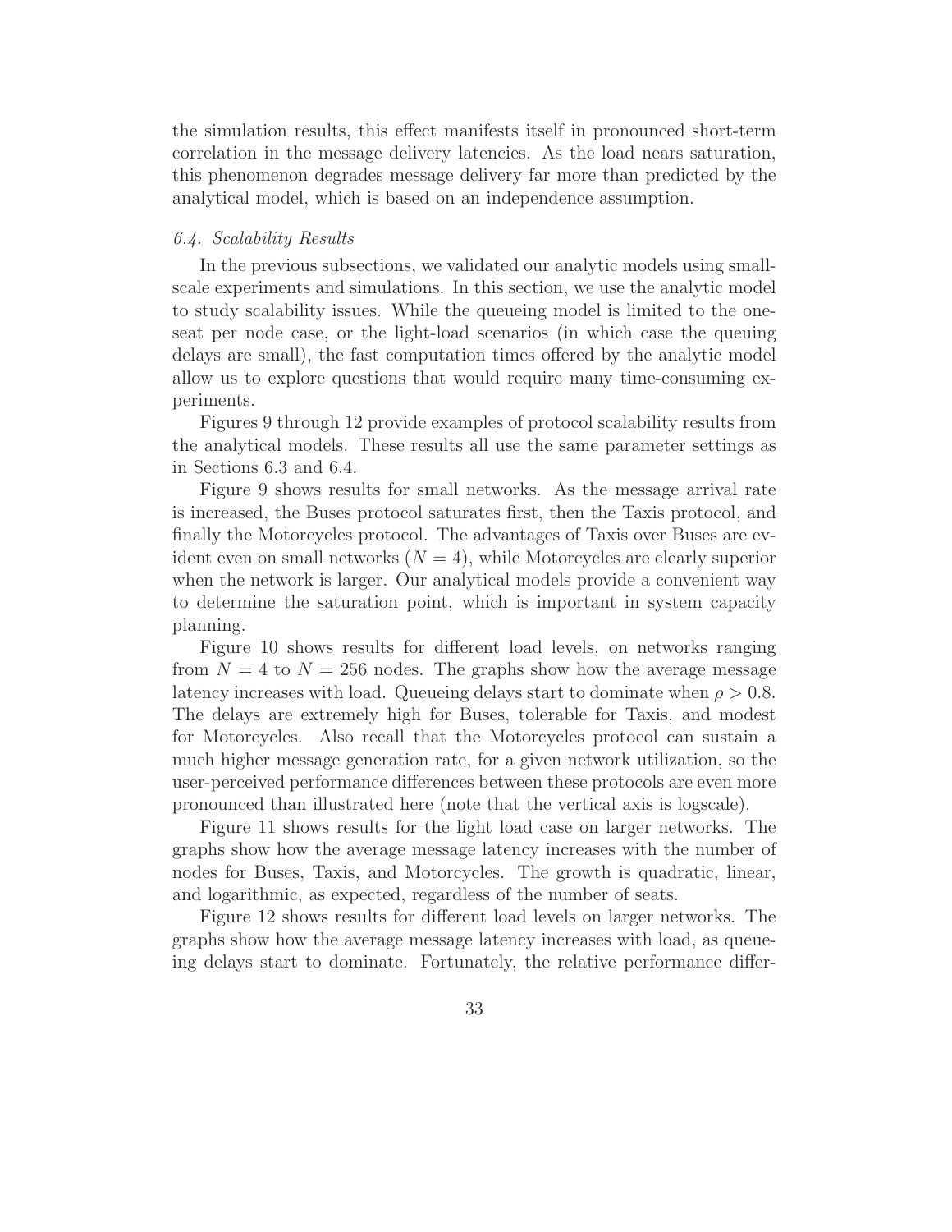the simulation results, this effect manifests itself in pronounced short-term correlation in the message delivery latencies. As the load nears saturation, this phenomenon degrades message delivery far more than predicted by the analytical model, which is based on an independence assumption.

### *6.4. Scalability Results*

In the previous subsections, we validated our analytic models using small-scale experiments and simulations. In this section, we use the analytic model to study scalability issues. While the queueing model is limited to the one-seat per node case, or the light-load scenarios (in which case the queuing delays are small), the fast computation times offered by the analytic model allow us to explore questions that would require many time-consuming experiments.

Figures 9 through 12 provide examples of protocol scalability results from the analytical models. These results all use the same parameter settings as in Sections 6.3 and 6.4.

Figure 9 shows results for small networks. As the message arrival rate is increased, the Buses protocol saturates first, then the Taxis protocol, and finally the Motorcycles protocol. The advantages of Taxis over Buses are evident even on small networks ($N = 4$), while Motorcycles are clearly superior when the network is larger. Our analytical models provide a convenient way to determine the saturation point, which is important in system capacity planning.

Figure 10 shows results for different load levels, on networks ranging from $N = 4$ to $N = 256$ nodes. The graphs show how the average message latency increases with load. Queueing delays start to dominate when $\rho > 0.8$. The delays are extremely high for Buses, tolerable for Taxis, and modest for Motorcycles. Also recall that the Motorcycles protocol can sustain a much higher message generation rate, for a given network utilization, so the user-perceived performance differences between these protocols are even more pronounced than illustrated here (note that the vertical axis is logscale).

Figure 11 shows results for the light load case on larger networks. The graphs show how the average message latency increases with the number of nodes for Buses, Taxis, and Motorcycles. The growth is quadratic, linear, and logarithmic, as expected, regardless of the number of seats.

Figure 12 shows results for different load levels on larger networks. The graphs show how the average message latency increases with load, as queueing delays start to dominate. Fortunately, the relative performance differ-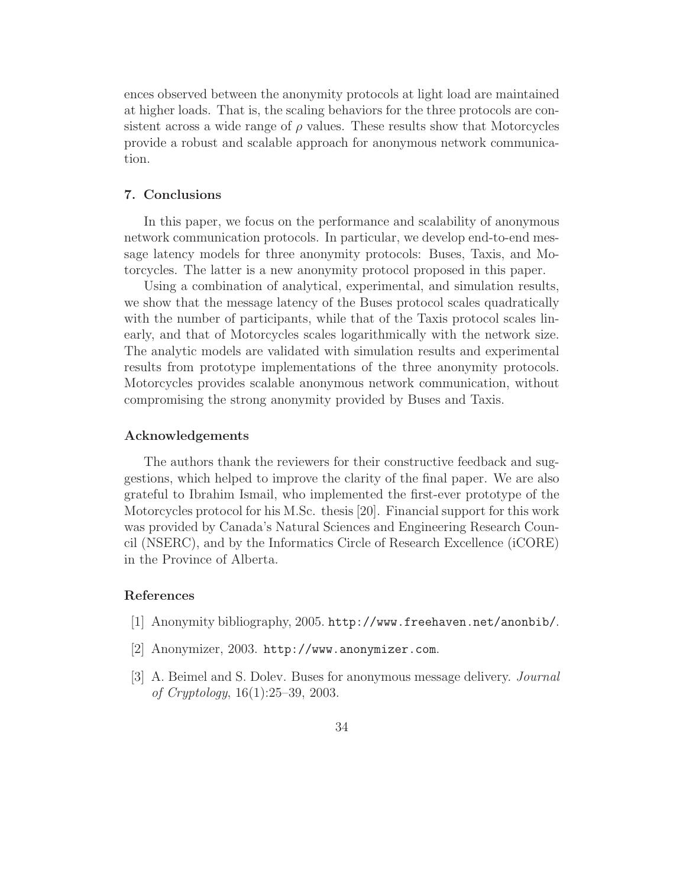ences observed between the anonymity protocols at light load are maintained at higher loads. That is, the scaling behaviors for the three protocols are consistent across a wide range of $\rho$ values. These results show that Motorcycles provide a robust and scalable approach for anonymous network communication.

## 7. Conclusions

In this paper, we focus on the performance and scalability of anonymous network communication protocols. In particular, we develop end-to-end message latency models for three anonymity protocols: Buses, Taxis, and Motorcycles. The latter is a new anonymity protocol proposed in this paper.

Using a combination of analytical, experimental, and simulation results, we show that the message latency of the Buses protocol scales quadratically with the number of participants, while that of the Taxis protocol scales linearly, and that of Motorcycles scales logarithmically with the network size. The analytic models are validated with simulation results and experimental results from prototype implementations of the three anonymity protocols. Motorcycles provides scalable anonymous network communication, without compromising the strong anonymity provided by Buses and Taxis.

## Acknowledgements

The authors thank the reviewers for their constructive feedback and suggestions, which helped to improve the clarity of the final paper. We are also grateful to Ibrahim Ismail, who implemented the first-ever prototype of the Motorcycles protocol for his M.Sc. thesis [20]. Financial support for this work was provided by Canada's Natural Sciences and Engineering Research Council (NSERC), and by the Informatics Circle of Research Excellence (iCORE) in the Province of Alberta.

## References

[1] Anonymity bibliography, 2005. `http://www.freehaven.net/anonbib/`.

[2] Anonymizer, 2003. `http://www.anonymizer.com`.

[3] A. Beimel and S. Dolev. Buses for anonymous message delivery. *Journal of Cryptology*, 16(1):25–39, 2003.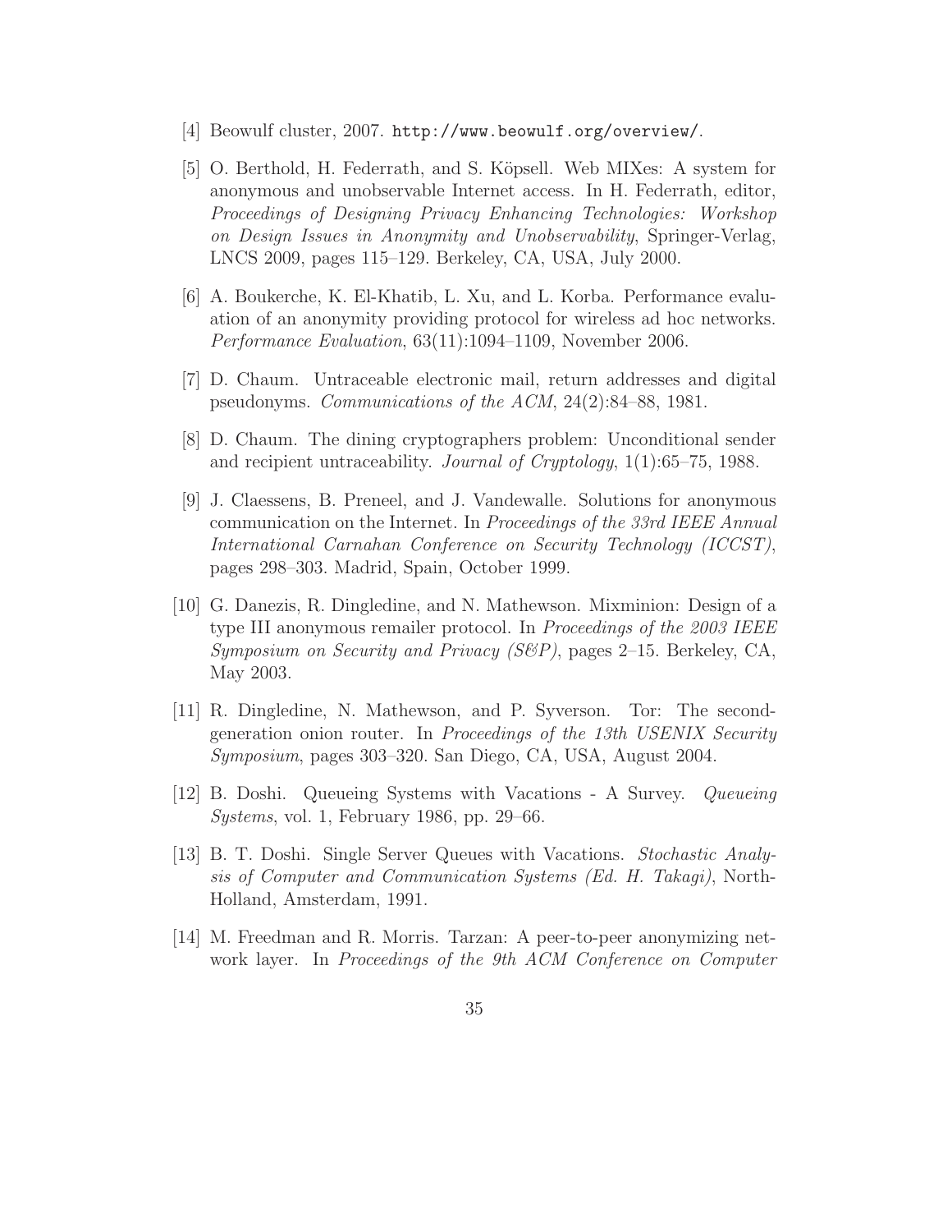[4] Beowulf cluster, 2007. `http://www.beowulf.org/overview/`.

[5] O. Berthold, H. Federrath, and S. Köpsell. Web MIXes: A system for anonymous and unobservable Internet access. In H. Federrath, editor, *Proceedings of Designing Privacy Enhancing Technologies: Workshop on Design Issues in Anonymity and Unobservability*, Springer-Verlag, LNCS 2009, pages 115–129. Berkeley, CA, USA, July 2000.

[6] A. Boukerche, K. El-Khatib, L. Xu, and L. Korba. Performance evaluation of an anonymity providing protocol for wireless ad hoc networks. *Performance Evaluation*, 63(11):1094–1109, November 2006.

[7] D. Chaum. Untraceable electronic mail, return addresses and digital pseudonyms. *Communications of the ACM*, 24(2):84–88, 1981.

[8] D. Chaum. The dining cryptographers problem: Unconditional sender and recipient untraceability. *Journal of Cryptology*, 1(1):65–75, 1988.

[9] J. Claessens, B. Preneel, and J. Vandewalle. Solutions for anonymous communication on the Internet. In *Proceedings of the 33rd IEEE Annual International Carnahan Conference on Security Technology (ICCST)*, pages 298–303. Madrid, Spain, October 1999.

[10] G. Danezis, R. Dingledine, and N. Mathewson. Mixminion: Design of a type III anonymous remailer protocol. In *Proceedings of the 2003 IEEE Symposium on Security and Privacy (S&P)*, pages 2–15. Berkeley, CA, May 2003.

[11] R. Dingledine, N. Mathewson, and P. Syverson. Tor: The second-generation onion router. In *Proceedings of the 13th USENIX Security Symposium*, pages 303–320. San Diego, CA, USA, August 2004.

[12] B. Doshi. Queueing Systems with Vacations - A Survey. *Queueing Systems*, vol. 1, February 1986, pp. 29–66.

[13] B. T. Doshi. Single Server Queues with Vacations. *Stochastic Analysis of Computer and Communication Systems (Ed. H. Takagi)*, North-Holland, Amsterdam, 1991.

[14] M. Freedman and R. Morris. Tarzan: A peer-to-peer anonymizing network layer. In *Proceedings of the 9th ACM Conference on Computer*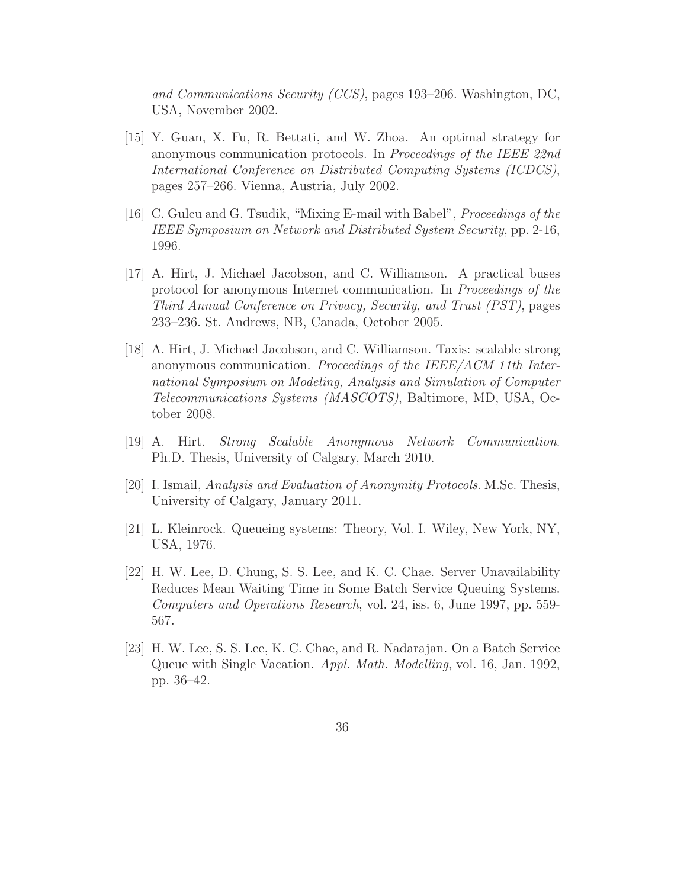*and Communications Security (CCS)*, pages 193–206. Washington, DC, USA, November 2002.

[15] Y. Guan, X. Fu, R. Bettati, and W. Zhoa. An optimal strategy for anonymous communication protocols. In *Proceedings of the IEEE 22nd International Conference on Distributed Computing Systems (ICDCS)*, pages 257–266. Vienna, Austria, July 2002.

[16] C. Gulcu and G. Tsudik, "Mixing E-mail with Babel", *Proceedings of the IEEE Symposium on Network and Distributed System Security*, pp. 2-16, 1996.

[17] A. Hirt, J. Michael Jacobson, and C. Williamson. A practical buses protocol for anonymous Internet communication. In *Proceedings of the Third Annual Conference on Privacy, Security, and Trust (PST)*, pages 233–236. St. Andrews, NB, Canada, October 2005.

[18] A. Hirt, J. Michael Jacobson, and C. Williamson. Taxis: scalable strong anonymous communication. *Proceedings of the IEEE/ACM 11th International Symposium on Modeling, Analysis and Simulation of Computer Telecommunications Systems (MASCOTS)*, Baltimore, MD, USA, October 2008.

[19] A. Hirt. *Strong Scalable Anonymous Network Communication*. Ph.D. Thesis, University of Calgary, March 2010.

[20] I. Ismail, *Analysis and Evaluation of Anonymity Protocols*. M.Sc. Thesis, University of Calgary, January 2011.

[21] L. Kleinrock. Queueing systems: Theory, Vol. I. Wiley, New York, NY, USA, 1976.

[22] H. W. Lee, D. Chung, S. S. Lee, and K. C. Chae. Server Unavailability Reduces Mean Waiting Time in Some Batch Service Queuing Systems. *Computers and Operations Research*, vol. 24, iss. 6, June 1997, pp. 559-567.

[23] H. W. Lee, S. S. Lee, K. C. Chae, and R. Nadarajan. On a Batch Service Queue with Single Vacation. *Appl. Math. Modelling*, vol. 16, Jan. 1992, pp. 36–42.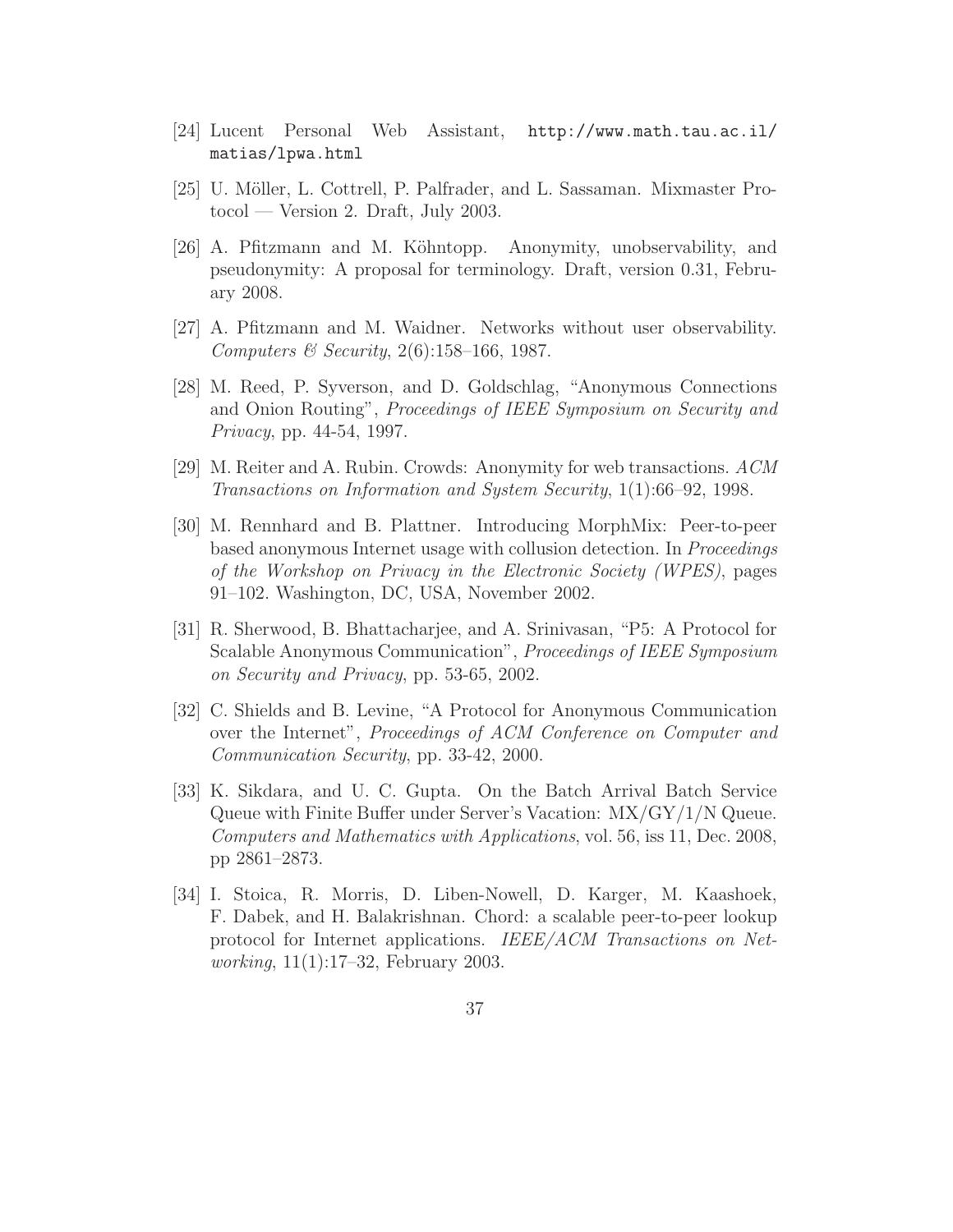[24] Lucent Personal Web Assistant, `http://www.math.tau.ac.il/matias/lpwa.html`

[25] U. Möller, L. Cottrell, P. Palfrader, and L. Sassaman. Mixmaster Protocol — Version 2. Draft, July 2003.

[26] A. Pfitzmann and M. Köhntopp. Anonymity, unobservability, and pseudonymity: A proposal for terminology. Draft, version 0.31, February 2008.

[27] A. Pfitzmann and M. Waidner. Networks without user observability. *Computers & Security*, 2(6):158–166, 1987.

[28] M. Reed, P. Syverson, and D. Goldschlag, "Anonymous Connections and Onion Routing", *Proceedings of IEEE Symposium on Security and Privacy*, pp. 44-54, 1997.

[29] M. Reiter and A. Rubin. Crowds: Anonymity for web transactions. *ACM Transactions on Information and System Security*, 1(1):66–92, 1998.

[30] M. Rennhard and B. Plattner. Introducing MorphMix: Peer-to-peer based anonymous Internet usage with collusion detection. In *Proceedings of the Workshop on Privacy in the Electronic Society (WPES)*, pages 91–102. Washington, DC, USA, November 2002.

[31] R. Sherwood, B. Bhattacharjee, and A. Srinivasan, "P5: A Protocol for Scalable Anonymous Communication", *Proceedings of IEEE Symposium on Security and Privacy*, pp. 53-65, 2002.

[32] C. Shields and B. Levine, "A Protocol for Anonymous Communication over the Internet", *Proceedings of ACM Conference on Computer and Communication Security*, pp. 33-42, 2000.

[33] K. Sikdara, and U. C. Gupta. On the Batch Arrival Batch Service Queue with Finite Buffer under Server's Vacation: MX/GY/1/N Queue. *Computers and Mathematics with Applications*, vol. 56, iss 11, Dec. 2008, pp 2861–2873.

[34] I. Stoica, R. Morris, D. Liben-Nowell, D. Karger, M. Kaashoek, F. Dabek, and H. Balakrishnan. Chord: a scalable peer-to-peer lookup protocol for Internet applications. *IEEE/ACM Transactions on Networking*, 11(1):17–32, February 2003.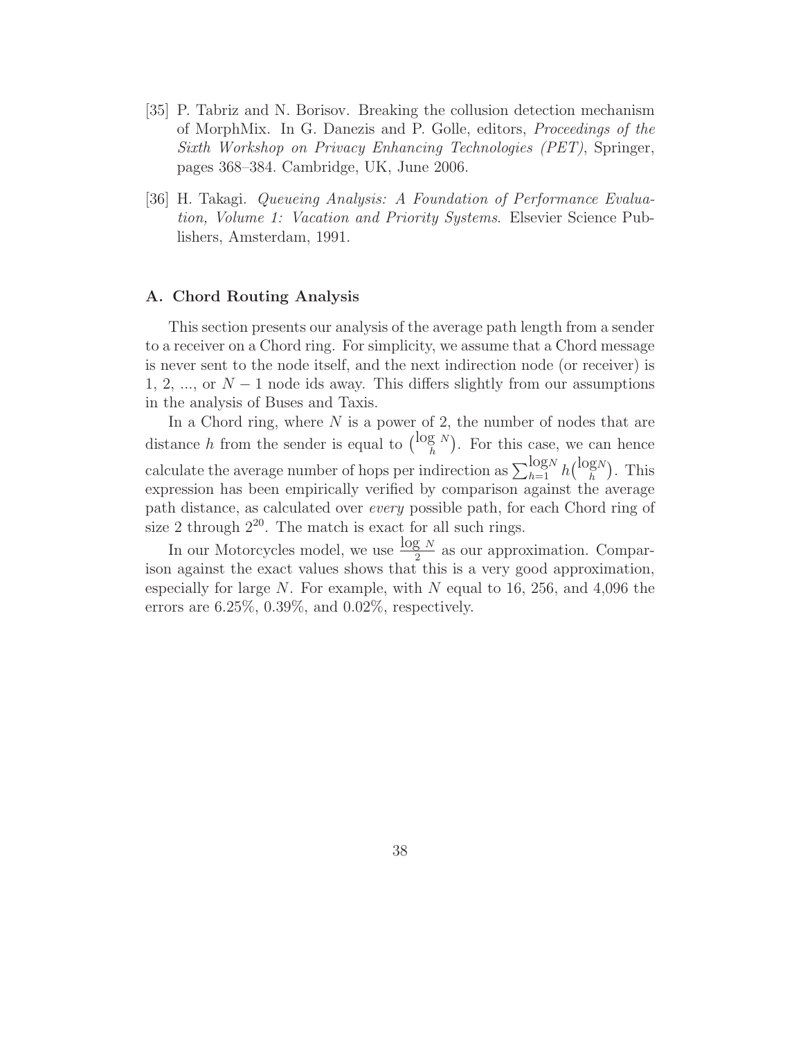[35] P. Tabriz and N. Borisov. Breaking the collusion detection mechanism of MorphMix. In G. Danezis and P. Golle, editors, *Proceedings of the Sixth Workshop on Privacy Enhancing Technologies (PET)*, Springer, pages 368–384. Cambridge, UK, June 2006.

[36] H. Takagi. *Queueing Analysis: A Foundation of Performance Evaluation, Volume 1: Vacation and Priority Systems*. Elsevier Science Publishers, Amsterdam, 1991.

## A. Chord Routing Analysis

This section presents our analysis of the average path length from a sender to a receiver on a Chord ring. For simplicity, we assume that a Chord message is never sent to the node itself, and the next indirection node (or receiver) is 1, 2, ..., or $N-1$ node ids away. This differs slightly from our assumptions in the analysis of Buses and Taxis.

In a Chord ring, where $N$ is a power of 2, the number of nodes that are distance $h$ from the sender is equal to $\binom{\log N}{h}$. For this case, we can hence calculate the average number of hops per indirection as $\sum_{h=1}^{\log N} h\binom{\log N}{h}$. This expression has been empirically verified by comparison against the average path distance, as calculated over *every* possible path, for each Chord ring of size 2 through $2^{20}$. The match is exact for all such rings.

In our Motorcycles model, we use $\frac{\log N}{2}$ as our approximation. Comparison against the exact values shows that this is a very good approximation, especially for large $N$. For example, with $N$ equal to 16, 256, and 4,096 the errors are 6.25%, 0.39%, and 0.02%, respectively.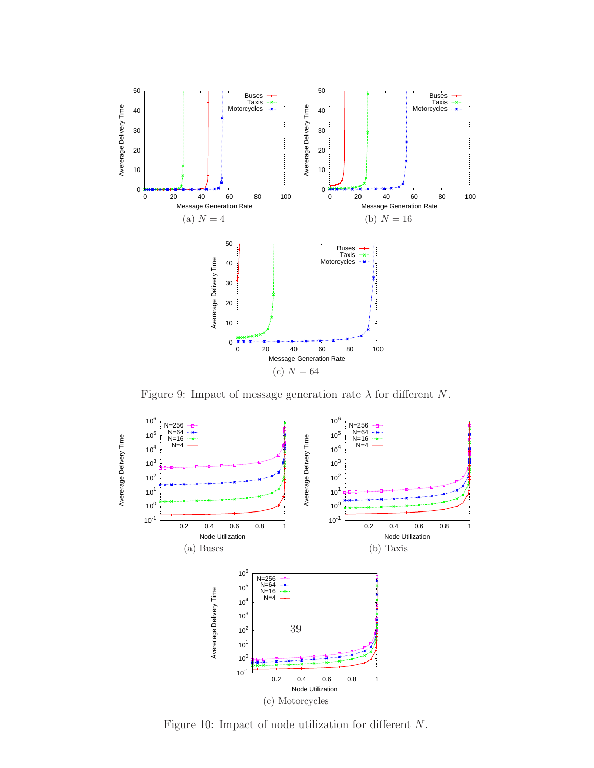(a) $N = 4$

(b) $N = 16$

(c) $N = 64$

Figure 9: Impact of message generation rate $\lambda$ for different $N$.

(a) Buses

(b) Taxis

(c) Motorcycles

Figure 10: Impact of node utilization for different $N$.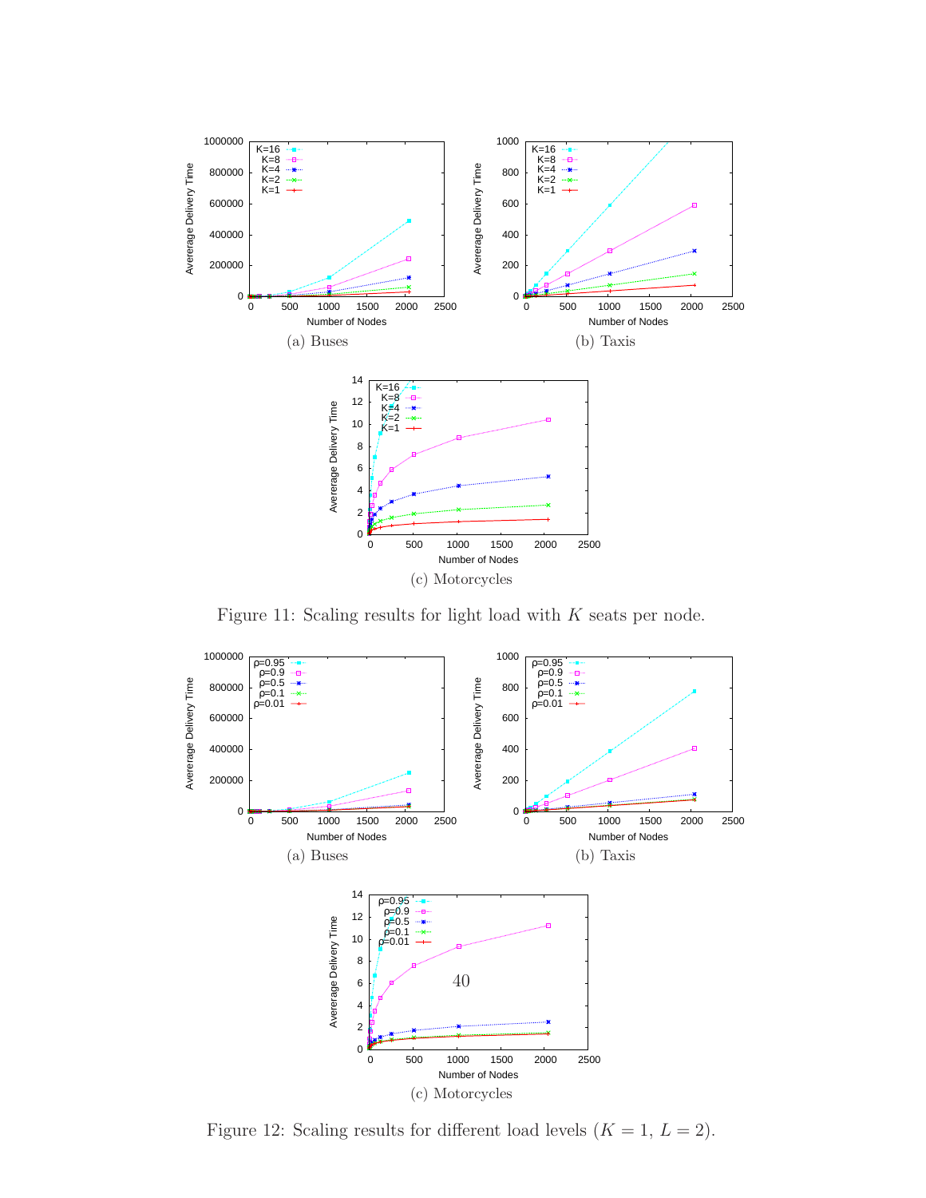Avererage Delivery Time

1000000
800000
600000
400000
200000
0

0 500 1000 1500 2000 2500

Number of Nodes

K=16
K=8
K=4
K=2
K=1

(a) Buses

Avererage Delivery Time

1000
800
600
400
200
0

0 500 1000 1500 2000 2500

Number of Nodes

K=16
K=8
K=4
K=2
K=1

(b) Taxis

Avererage Delivery Time

14
12
10
8
6
4
2
0

0 500 1000 1500 2000 2500

Number of Nodes

K=16
K=8
K=4
K=2
K=1

(c) Motorcycles

Figure 11: Scaling results for light load with $K$ seats per node.

Avererage Delivery Time

1000000
800000
600000
400000
200000
0

0 500 1000 1500 2000 2500

Number of Nodes

ρ=0.95
ρ=0.9
ρ=0.5
ρ=0.1
ρ=0.01

(a) Buses

Avererage Delivery Time

1000
800
600
400
200
0

0 500 1000 1500 2000 2500

Number of Nodes

ρ=0.95
ρ=0.9
ρ=0.5
ρ=0.1
ρ=0.01

(b) Taxis

Average Delivery Time

14
12
10
8
6
4
2
0

0 500 1000 1500 2000 2500

Number of Nodes

ρ=0.95
ρ=0.9
ρ=0.5
ρ=0.1
ρ=0.01

(c) Motorcycles

Figure 12: Scaling results for different load levels ($K = 1$, $L = 2$).